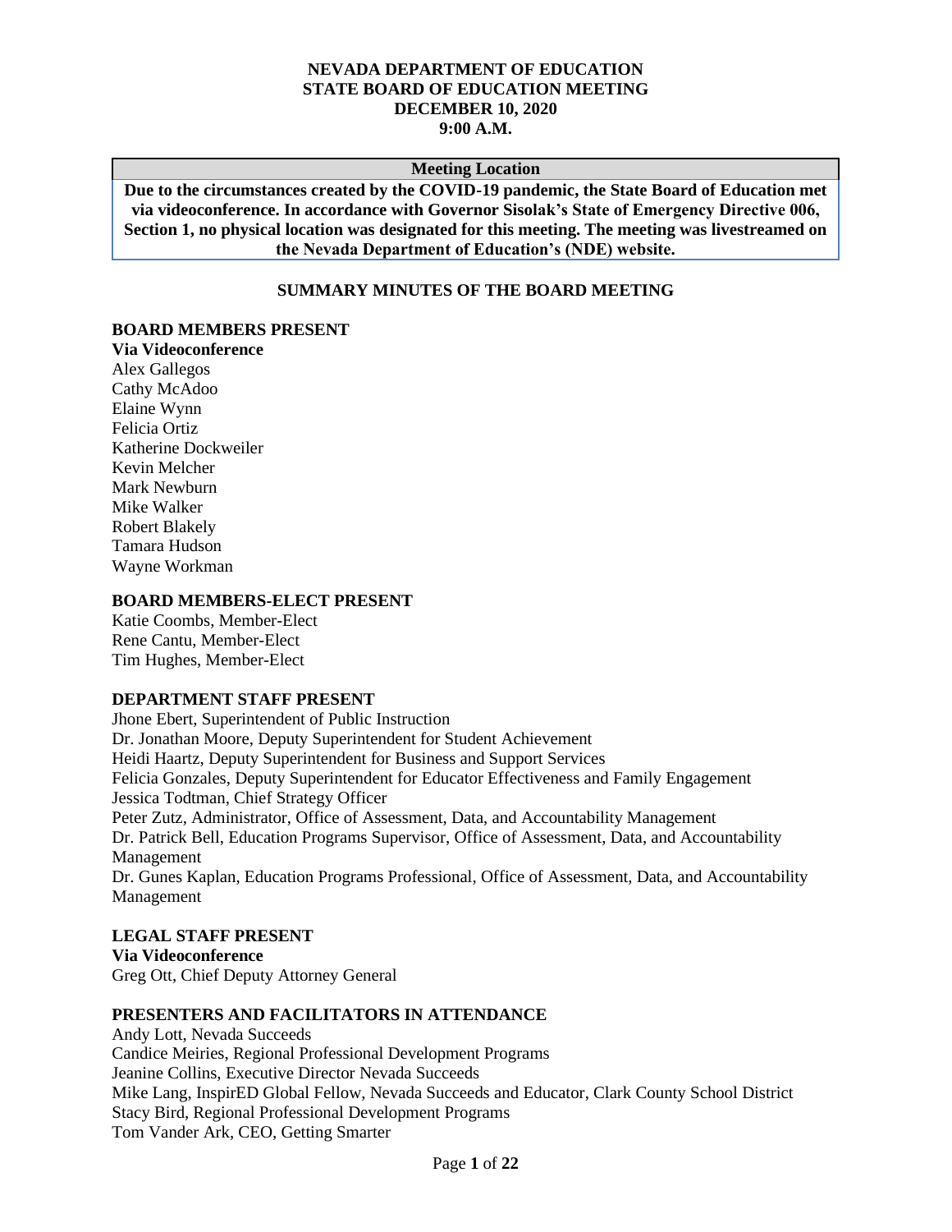**NEVADA DEPARTMENT OF EDUCATION**
**STATE BOARD OF EDUCATION MEETING**
**DECEMBER 10, 2020**
**9:00 A.M.**

| **Meeting Location** |
| --- |
| **Due to the circumstances created by the COVID-19 pandemic, the State Board of Education met via videoconference. In accordance with Governor Sisolak's State of Emergency Directive 006, Section 1, no physical location was designated for this meeting. The meeting was livestreamed on the Nevada Department of Education's (NDE) website.** |

## SUMMARY MINUTES OF THE BOARD MEETING

### BOARD MEMBERS PRESENT

**Via Videoconference**
Alex Gallegos
Cathy McAdoo
Elaine Wynn
Felicia Ortiz
Katherine Dockweiler
Kevin Melcher
Mark Newburn
Mike Walker
Robert Blakely
Tamara Hudson
Wayne Workman

### BOARD MEMBERS-ELECT PRESENT

Katie Coombs, Member-Elect
Rene Cantu, Member-Elect
Tim Hughes, Member-Elect

### DEPARTMENT STAFF PRESENT

Jhone Ebert, Superintendent of Public Instruction
Dr. Jonathan Moore, Deputy Superintendent for Student Achievement
Heidi Haartz, Deputy Superintendent for Business and Support Services
Felicia Gonzales, Deputy Superintendent for Educator Effectiveness and Family Engagement
Jessica Todtman, Chief Strategy Officer
Peter Zutz, Administrator, Office of Assessment, Data, and Accountability Management
Dr. Patrick Bell, Education Programs Supervisor, Office of Assessment, Data, and Accountability Management
Dr. Gunes Kaplan, Education Programs Professional, Office of Assessment, Data, and Accountability Management

### LEGAL STAFF PRESENT

**Via Videoconference**
Greg Ott, Chief Deputy Attorney General

### PRESENTERS AND FACILITATORS IN ATTENDANCE

Andy Lott, Nevada Succeeds
Candice Meiries, Regional Professional Development Programs
Jeanine Collins, Executive Director Nevada Succeeds
Mike Lang, InspirED Global Fellow, Nevada Succeeds and Educator, Clark County School District
Stacy Bird, Regional Professional Development Programs
Tom Vander Ark, CEO, Getting Smarter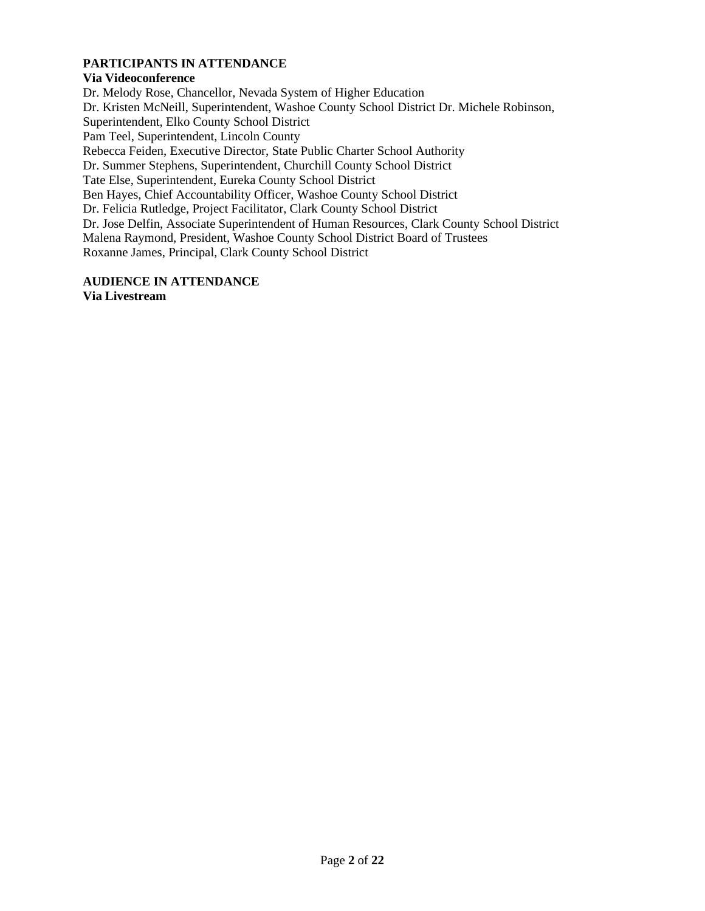**PARTICIPANTS IN ATTENDANCE**
**Via Videoconference**

Dr. Melody Rose, Chancellor, Nevada System of Higher Education
Dr. Kristen McNeill, Superintendent, Washoe County School District Dr. Michele Robinson, Superintendent, Elko County School District
Pam Teel, Superintendent, Lincoln County
Rebecca Feiden, Executive Director, State Public Charter School Authority
Dr. Summer Stephens, Superintendent, Churchill County School District
Tate Else, Superintendent, Eureka County School District
Ben Hayes, Chief Accountability Officer, Washoe County School District
Dr. Felicia Rutledge, Project Facilitator, Clark County School District
Dr. Jose Delfin, Associate Superintendent of Human Resources, Clark County School District
Malena Raymond, President, Washoe County School District Board of Trustees
Roxanne James, Principal, Clark County School District

**AUDIENCE IN ATTENDANCE**
**Via Livestream**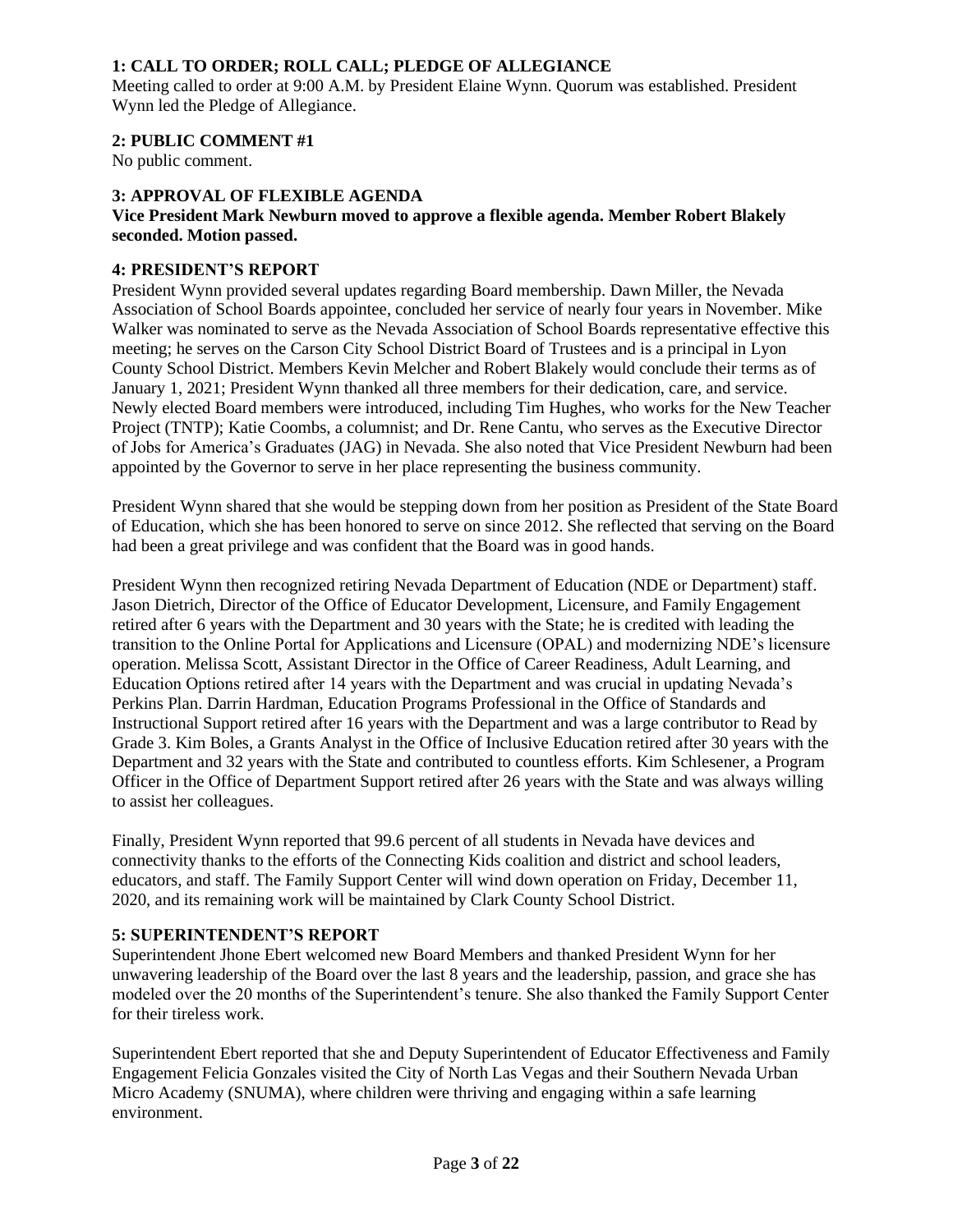### 1: CALL TO ORDER; ROLL CALL; PLEDGE OF ALLEGIANCE

Meeting called to order at 9:00 A.M. by President Elaine Wynn. Quorum was established. President Wynn led the Pledge of Allegiance.

### 2: PUBLIC COMMENT #1

No public comment.

### 3: APPROVAL OF FLEXIBLE AGENDA

**Vice President Mark Newburn moved to approve a flexible agenda. Member Robert Blakely seconded. Motion passed.**

### 4: PRESIDENT'S REPORT

President Wynn provided several updates regarding Board membership. Dawn Miller, the Nevada Association of School Boards appointee, concluded her service of nearly four years in November. Mike Walker was nominated to serve as the Nevada Association of School Boards representative effective this meeting; he serves on the Carson City School District Board of Trustees and is a principal in Lyon County School District. Members Kevin Melcher and Robert Blakely would conclude their terms as of January 1, 2021; President Wynn thanked all three members for their dedication, care, and service. Newly elected Board members were introduced, including Tim Hughes, who works for the New Teacher Project (TNTP); Katie Coombs, a columnist; and Dr. Rene Cantu, who serves as the Executive Director of Jobs for America's Graduates (JAG) in Nevada. She also noted that Vice President Newburn had been appointed by the Governor to serve in her place representing the business community.

President Wynn shared that she would be stepping down from her position as President of the State Board of Education, which she has been honored to serve on since 2012. She reflected that serving on the Board had been a great privilege and was confident that the Board was in good hands.

President Wynn then recognized retiring Nevada Department of Education (NDE or Department) staff. Jason Dietrich, Director of the Office of Educator Development, Licensure, and Family Engagement retired after 6 years with the Department and 30 years with the State; he is credited with leading the transition to the Online Portal for Applications and Licensure (OPAL) and modernizing NDE's licensure operation. Melissa Scott, Assistant Director in the Office of Career Readiness, Adult Learning, and Education Options retired after 14 years with the Department and was crucial in updating Nevada's Perkins Plan. Darrin Hardman, Education Programs Professional in the Office of Standards and Instructional Support retired after 16 years with the Department and was a large contributor to Read by Grade 3. Kim Boles, a Grants Analyst in the Office of Inclusive Education retired after 30 years with the Department and 32 years with the State and contributed to countless efforts. Kim Schlesener, a Program Officer in the Office of Department Support retired after 26 years with the State and was always willing to assist her colleagues.

Finally, President Wynn reported that 99.6 percent of all students in Nevada have devices and connectivity thanks to the efforts of the Connecting Kids coalition and district and school leaders, educators, and staff. The Family Support Center will wind down operation on Friday, December 11, 2020, and its remaining work will be maintained by Clark County School District.

### 5: SUPERINTENDENT'S REPORT

Superintendent Jhone Ebert welcomed new Board Members and thanked President Wynn for her unwavering leadership of the Board over the last 8 years and the leadership, passion, and grace she has modeled over the 20 months of the Superintendent's tenure. She also thanked the Family Support Center for their tireless work.

Superintendent Ebert reported that she and Deputy Superintendent of Educator Effectiveness and Family Engagement Felicia Gonzales visited the City of North Las Vegas and their Southern Nevada Urban Micro Academy (SNUMA), where children were thriving and engaging within a safe learning environment.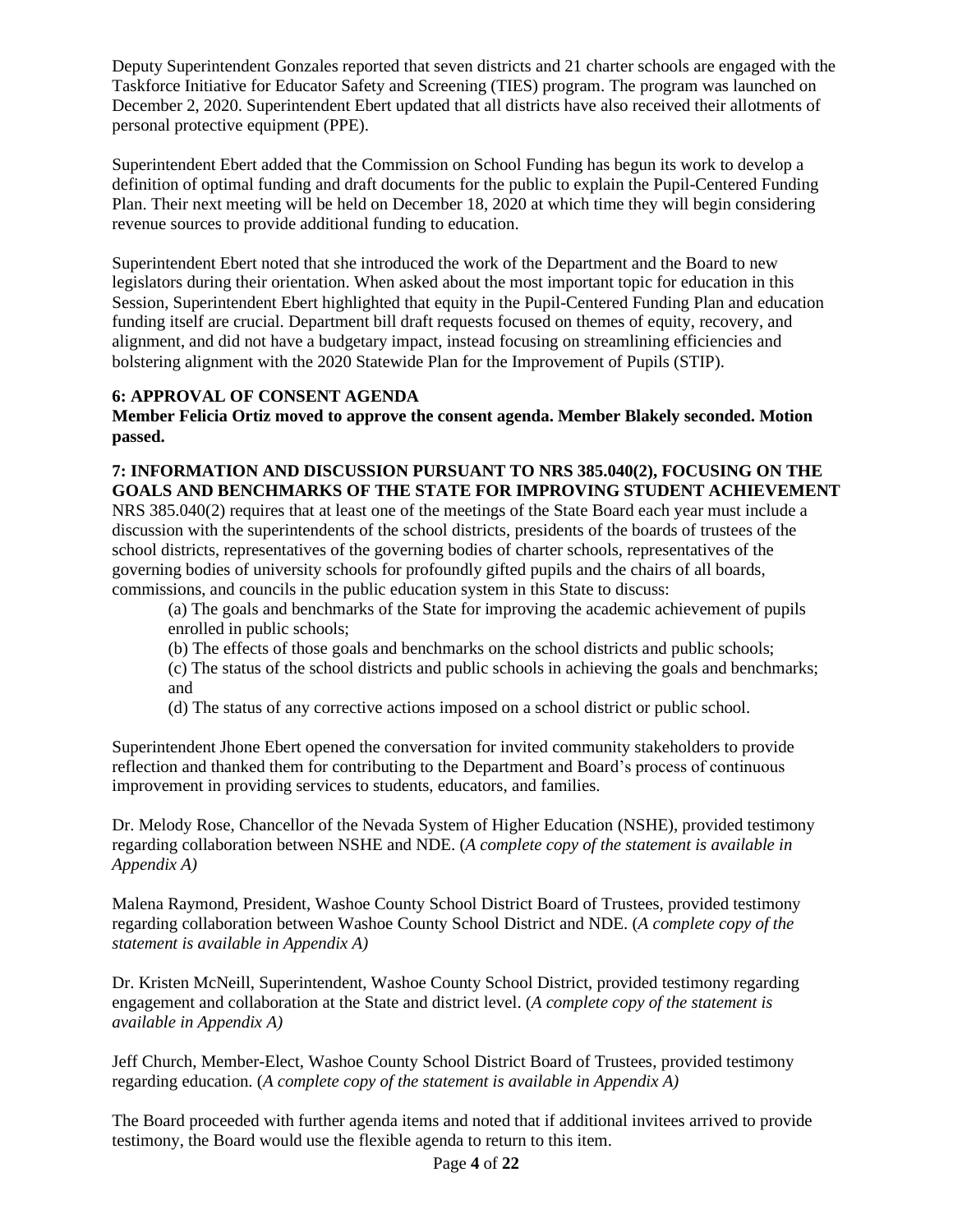Deputy Superintendent Gonzales reported that seven districts and 21 charter schools are engaged with the Taskforce Initiative for Educator Safety and Screening (TIES) program. The program was launched on December 2, 2020. Superintendent Ebert updated that all districts have also received their allotments of personal protective equipment (PPE).

Superintendent Ebert added that the Commission on School Funding has begun its work to develop a definition of optimal funding and draft documents for the public to explain the Pupil-Centered Funding Plan. Their next meeting will be held on December 18, 2020 at which time they will begin considering revenue sources to provide additional funding to education.

Superintendent Ebert noted that she introduced the work of the Department and the Board to new legislators during their orientation. When asked about the most important topic for education in this Session, Superintendent Ebert highlighted that equity in the Pupil-Centered Funding Plan and education funding itself are crucial. Department bill draft requests focused on themes of equity, recovery, and alignment, and did not have a budgetary impact, instead focusing on streamlining efficiencies and bolstering alignment with the 2020 Statewide Plan for the Improvement of Pupils (STIP).

**6: APPROVAL OF CONSENT AGENDA**

**Member Felicia Ortiz moved to approve the consent agenda. Member Blakely seconded. Motion passed.**

**7: INFORMATION AND DISCUSSION PURSUANT TO NRS 385.040(2), FOCUSING ON THE GOALS AND BENCHMARKS OF THE STATE FOR IMPROVING STUDENT ACHIEVEMENT**

NRS 385.040(2) requires that at least one of the meetings of the State Board each year must include a discussion with the superintendents of the school districts, presidents of the boards of trustees of the school districts, representatives of the governing bodies of charter schools, representatives of the governing bodies of university schools for profoundly gifted pupils and the chairs of all boards, commissions, and councils in the public education system in this State to discuss:

(a) The goals and benchmarks of the State for improving the academic achievement of pupils enrolled in public schools;

(b) The effects of those goals and benchmarks on the school districts and public schools;

(c) The status of the school districts and public schools in achieving the goals and benchmarks; and

(d) The status of any corrective actions imposed on a school district or public school.

Superintendent Jhone Ebert opened the conversation for invited community stakeholders to provide reflection and thanked them for contributing to the Department and Board's process of continuous improvement in providing services to students, educators, and families.

Dr. Melody Rose, Chancellor of the Nevada System of Higher Education (NSHE), provided testimony regarding collaboration between NSHE and NDE. (*A complete copy of the statement is available in Appendix A)*

Malena Raymond, President, Washoe County School District Board of Trustees, provided testimony regarding collaboration between Washoe County School District and NDE. (*A complete copy of the statement is available in Appendix A)*

Dr. Kristen McNeill, Superintendent, Washoe County School District, provided testimony regarding engagement and collaboration at the State and district level. (*A complete copy of the statement is available in Appendix A)*

Jeff Church, Member-Elect, Washoe County School District Board of Trustees, provided testimony regarding education. (*A complete copy of the statement is available in Appendix A)*

The Board proceeded with further agenda items and noted that if additional invitees arrived to provide testimony, the Board would use the flexible agenda to return to this item.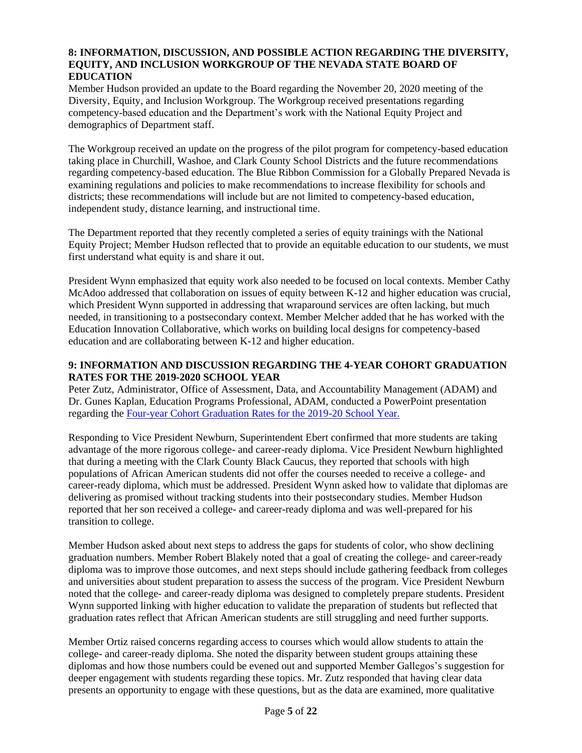### 8: INFORMATION, DISCUSSION, AND POSSIBLE ACTION REGARDING THE DIVERSITY, EQUITY, AND INCLUSION WORKGROUP OF THE NEVADA STATE BOARD OF EDUCATION

Member Hudson provided an update to the Board regarding the November 20, 2020 meeting of the Diversity, Equity, and Inclusion Workgroup. The Workgroup received presentations regarding competency-based education and the Department's work with the National Equity Project and demographics of Department staff.

The Workgroup received an update on the progress of the pilot program for competency-based education taking place in Churchill, Washoe, and Clark County School Districts and the future recommendations regarding competency-based education. The Blue Ribbon Commission for a Globally Prepared Nevada is examining regulations and policies to make recommendations to increase flexibility for schools and districts; these recommendations will include but are not limited to competency-based education, independent study, distance learning, and instructional time.

The Department reported that they recently completed a series of equity trainings with the National Equity Project; Member Hudson reflected that to provide an equitable education to our students, we must first understand what equity is and share it out.

President Wynn emphasized that equity work also needed to be focused on local contexts. Member Cathy McAdoo addressed that collaboration on issues of equity between K-12 and higher education was crucial, which President Wynn supported in addressing that wraparound services are often lacking, but much needed, in transitioning to a postsecondary context. Member Melcher added that he has worked with the Education Innovation Collaborative, which works on building local designs for competency-based education and are collaborating between K-12 and higher education.

### 9: INFORMATION AND DISCUSSION REGARDING THE 4-YEAR COHORT GRADUATION RATES FOR THE 2019-2020 SCHOOL YEAR

Peter Zutz, Administrator, Office of Assessment, Data, and Accountability Management (ADAM) and Dr. Gunes Kaplan, Education Programs Professional, ADAM, conducted a PowerPoint presentation regarding the Four-year Cohort Graduation Rates for the 2019-20 School Year.

Responding to Vice President Newburn, Superintendent Ebert confirmed that more students are taking advantage of the more rigorous college- and career-ready diploma. Vice President Newburn highlighted that during a meeting with the Clark County Black Caucus, they reported that schools with high populations of African American students did not offer the courses needed to receive a college- and career-ready diploma, which must be addressed. President Wynn asked how to validate that diplomas are delivering as promised without tracking students into their postsecondary studies. Member Hudson reported that her son received a college- and career-ready diploma and was well-prepared for his transition to college.

Member Hudson asked about next steps to address the gaps for students of color, who show declining graduation numbers. Member Robert Blakely noted that a goal of creating the college- and career-ready diploma was to improve those outcomes, and next steps should include gathering feedback from colleges and universities about student preparation to assess the success of the program. Vice President Newburn noted that the college- and career-ready diploma was designed to completely prepare students. President Wynn supported linking with higher education to validate the preparation of students but reflected that graduation rates reflect that African American students are still struggling and need further supports.

Member Ortiz raised concerns regarding access to courses which would allow students to attain the college- and career-ready diploma. She noted the disparity between student groups attaining these diplomas and how those numbers could be evened out and supported Member Gallegos's suggestion for deeper engagement with students regarding these topics. Mr. Zutz responded that having clear data presents an opportunity to engage with these questions, but as the data are examined, more qualitative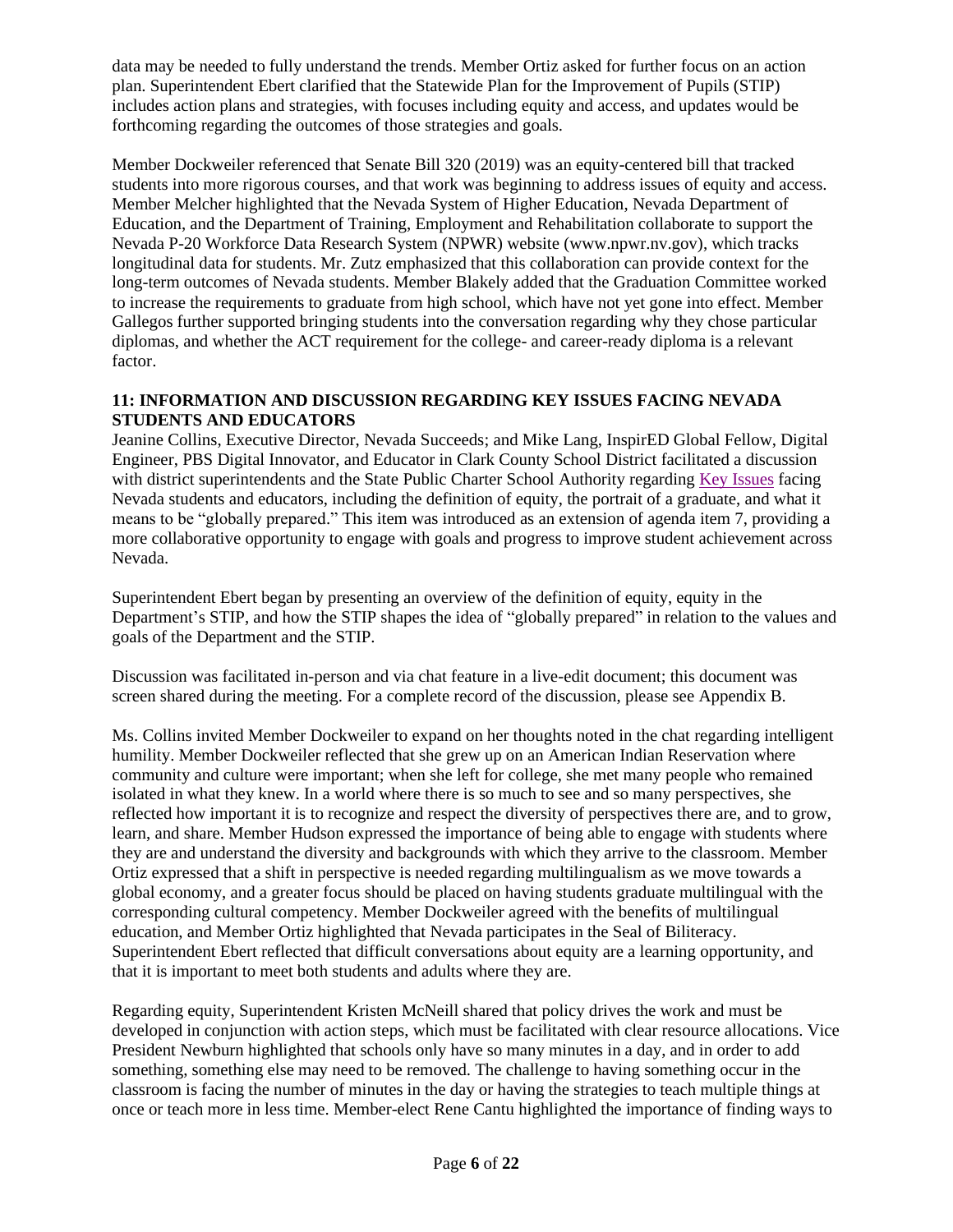data may be needed to fully understand the trends. Member Ortiz asked for further focus on an action plan. Superintendent Ebert clarified that the Statewide Plan for the Improvement of Pupils (STIP) includes action plans and strategies, with focuses including equity and access, and updates would be forthcoming regarding the outcomes of those strategies and goals.

Member Dockweiler referenced that Senate Bill 320 (2019) was an equity-centered bill that tracked students into more rigorous courses, and that work was beginning to address issues of equity and access. Member Melcher highlighted that the Nevada System of Higher Education, Nevada Department of Education, and the Department of Training, Employment and Rehabilitation collaborate to support the Nevada P-20 Workforce Data Research System (NPWR) website (www.npwr.nv.gov), which tracks longitudinal data for students. Mr. Zutz emphasized that this collaboration can provide context for the long-term outcomes of Nevada students. Member Blakely added that the Graduation Committee worked to increase the requirements to graduate from high school, which have not yet gone into effect. Member Gallegos further supported bringing students into the conversation regarding why they chose particular diplomas, and whether the ACT requirement for the college- and career-ready diploma is a relevant factor.

**11: INFORMATION AND DISCUSSION REGARDING KEY ISSUES FACING NEVADA STUDENTS AND EDUCATORS**

Jeanine Collins, Executive Director, Nevada Succeeds; and Mike Lang, InspirED Global Fellow, Digital Engineer, PBS Digital Innovator, and Educator in Clark County School District facilitated a discussion with district superintendents and the State Public Charter School Authority regarding Key Issues facing Nevada students and educators, including the definition of equity, the portrait of a graduate, and what it means to be "globally prepared." This item was introduced as an extension of agenda item 7, providing a more collaborative opportunity to engage with goals and progress to improve student achievement across Nevada.

Superintendent Ebert began by presenting an overview of the definition of equity, equity in the Department's STIP, and how the STIP shapes the idea of "globally prepared" in relation to the values and goals of the Department and the STIP.

Discussion was facilitated in-person and via chat feature in a live-edit document; this document was screen shared during the meeting. For a complete record of the discussion, please see Appendix B.

Ms. Collins invited Member Dockweiler to expand on her thoughts noted in the chat regarding intelligent humility. Member Dockweiler reflected that she grew up on an American Indian Reservation where community and culture were important; when she left for college, she met many people who remained isolated in what they knew. In a world where there is so much to see and so many perspectives, she reflected how important it is to recognize and respect the diversity of perspectives there are, and to grow, learn, and share. Member Hudson expressed the importance of being able to engage with students where they are and understand the diversity and backgrounds with which they arrive to the classroom. Member Ortiz expressed that a shift in perspective is needed regarding multilingualism as we move towards a global economy, and a greater focus should be placed on having students graduate multilingual with the corresponding cultural competency. Member Dockweiler agreed with the benefits of multilingual education, and Member Ortiz highlighted that Nevada participates in the Seal of Biliteracy. Superintendent Ebert reflected that difficult conversations about equity are a learning opportunity, and that it is important to meet both students and adults where they are.

Regarding equity, Superintendent Kristen McNeill shared that policy drives the work and must be developed in conjunction with action steps, which must be facilitated with clear resource allocations. Vice President Newburn highlighted that schools only have so many minutes in a day, and in order to add something, something else may need to be removed. The challenge to having something occur in the classroom is facing the number of minutes in the day or having the strategies to teach multiple things at once or teach more in less time. Member-elect Rene Cantu highlighted the importance of finding ways to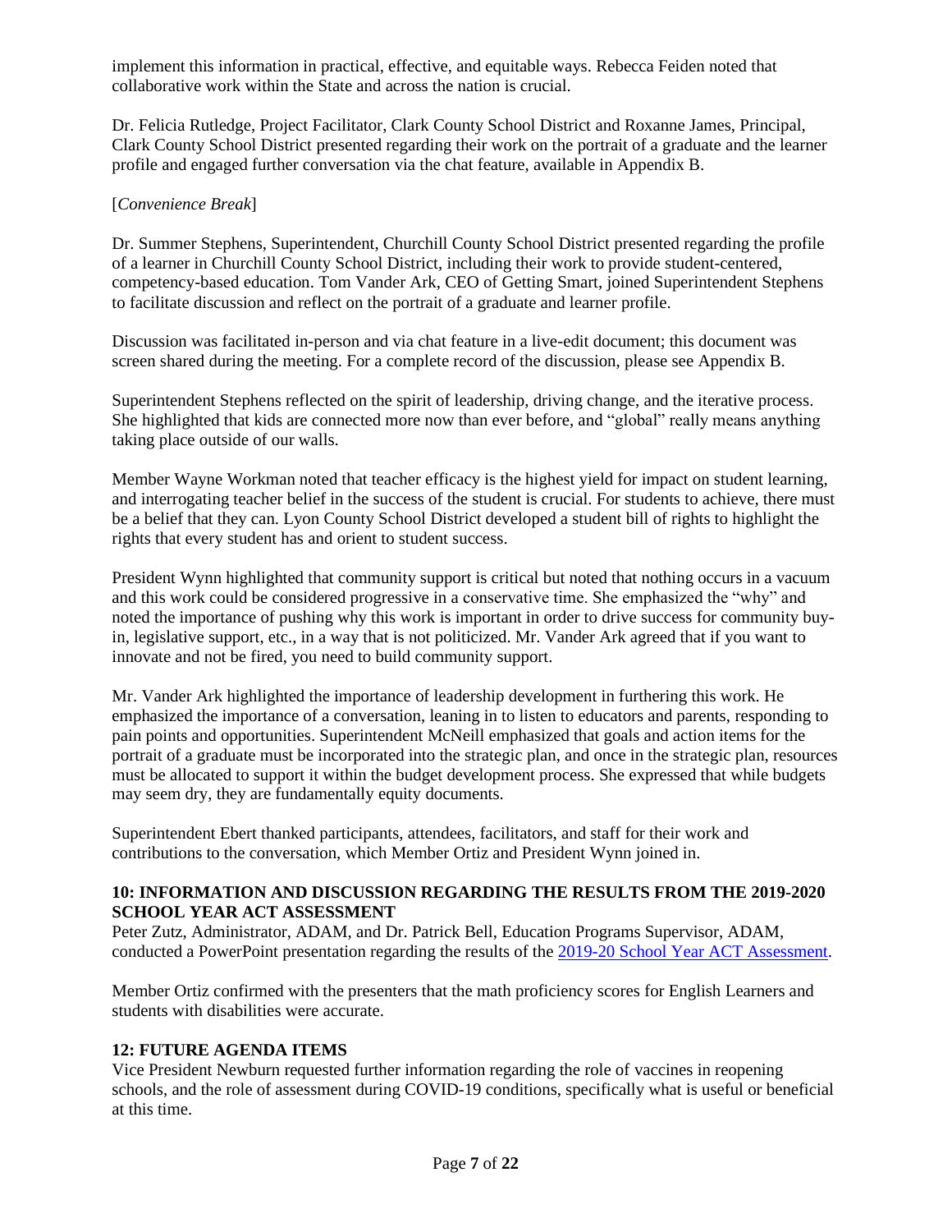implement this information in practical, effective, and equitable ways. Rebecca Feiden noted that collaborative work within the State and across the nation is crucial.

Dr. Felicia Rutledge, Project Facilitator, Clark County School District and Roxanne James, Principal, Clark County School District presented regarding their work on the portrait of a graduate and the learner profile and engaged further conversation via the chat feature, available in Appendix B.

[*Convenience Break*]

Dr. Summer Stephens, Superintendent, Churchill County School District presented regarding the profile of a learner in Churchill County School District, including their work to provide student-centered, competency-based education. Tom Vander Ark, CEO of Getting Smart, joined Superintendent Stephens to facilitate discussion and reflect on the portrait of a graduate and learner profile.

Discussion was facilitated in-person and via chat feature in a live-edit document; this document was screen shared during the meeting. For a complete record of the discussion, please see Appendix B.

Superintendent Stephens reflected on the spirit of leadership, driving change, and the iterative process. She highlighted that kids are connected more now than ever before, and "global" really means anything taking place outside of our walls.

Member Wayne Workman noted that teacher efficacy is the highest yield for impact on student learning, and interrogating teacher belief in the success of the student is crucial. For students to achieve, there must be a belief that they can. Lyon County School District developed a student bill of rights to highlight the rights that every student has and orient to student success.

President Wynn highlighted that community support is critical but noted that nothing occurs in a vacuum and this work could be considered progressive in a conservative time. She emphasized the "why" and noted the importance of pushing why this work is important in order to drive success for community buy-in, legislative support, etc., in a way that is not politicized. Mr. Vander Ark agreed that if you want to innovate and not be fired, you need to build community support.

Mr. Vander Ark highlighted the importance of leadership development in furthering this work. He emphasized the importance of a conversation, leaning in to listen to educators and parents, responding to pain points and opportunities. Superintendent McNeill emphasized that goals and action items for the portrait of a graduate must be incorporated into the strategic plan, and once in the strategic plan, resources must be allocated to support it within the budget development process. She expressed that while budgets may seem dry, they are fundamentally equity documents.

Superintendent Ebert thanked participants, attendees, facilitators, and staff for their work and contributions to the conversation, which Member Ortiz and President Wynn joined in.

**10: INFORMATION AND DISCUSSION REGARDING THE RESULTS FROM THE 2019-2020 SCHOOL YEAR ACT ASSESSMENT**

Peter Zutz, Administrator, ADAM, and Dr. Patrick Bell, Education Programs Supervisor, ADAM, conducted a PowerPoint presentation regarding the results of the 2019-20 School Year ACT Assessment.

Member Ortiz confirmed with the presenters that the math proficiency scores for English Learners and students with disabilities were accurate.

**12: FUTURE AGENDA ITEMS**

Vice President Newburn requested further information regarding the role of vaccines in reopening schools, and the role of assessment during COVID-19 conditions, specifically what is useful or beneficial at this time.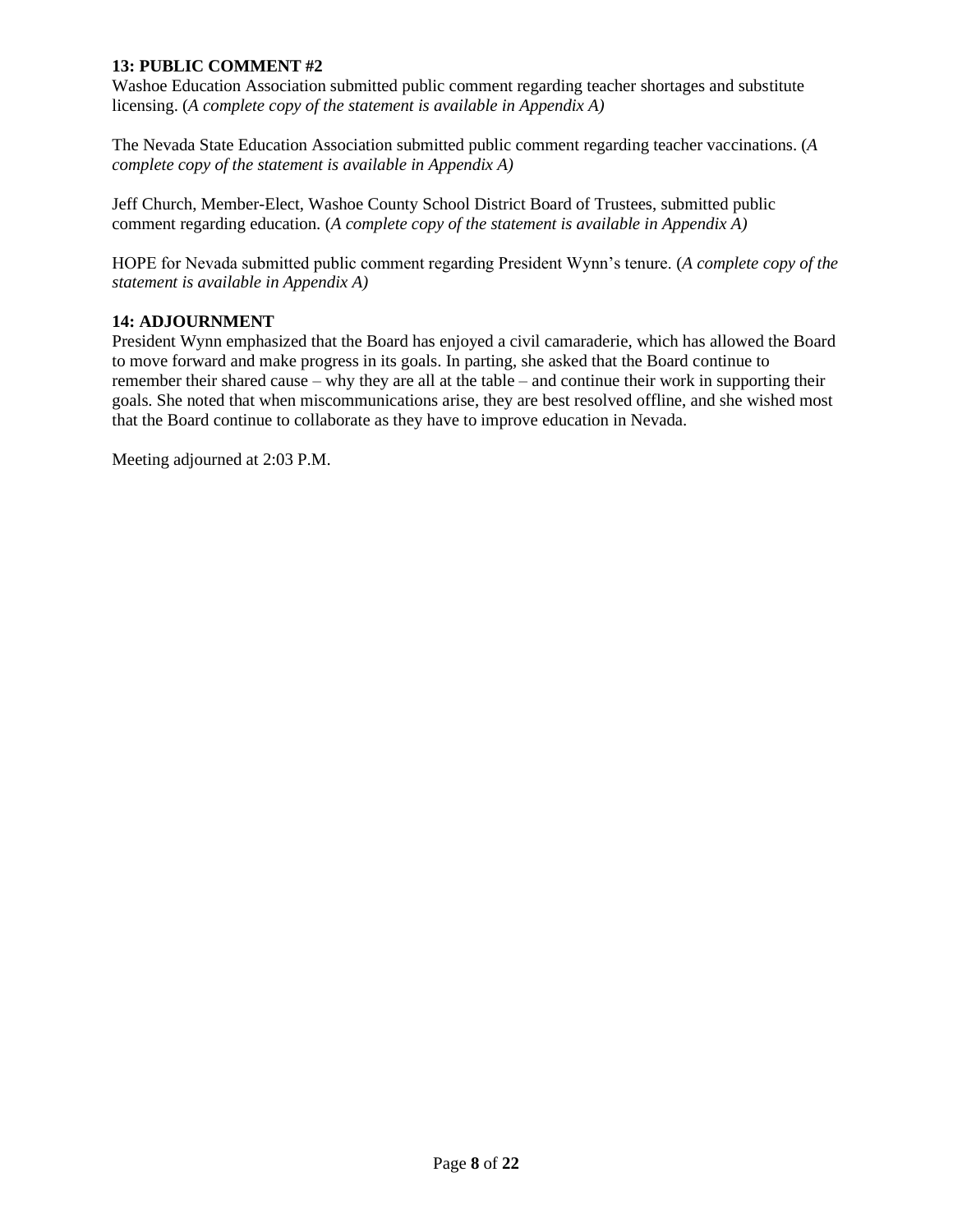**13: PUBLIC COMMENT #2**

Washoe Education Association submitted public comment regarding teacher shortages and substitute licensing. (*A complete copy of the statement is available in Appendix A)*

The Nevada State Education Association submitted public comment regarding teacher vaccinations. (*A complete copy of the statement is available in Appendix A)*

Jeff Church, Member-Elect, Washoe County School District Board of Trustees, submitted public comment regarding education. (*A complete copy of the statement is available in Appendix A)*

HOPE for Nevada submitted public comment regarding President Wynn's tenure. (*A complete copy of the statement is available in Appendix A)*

**14: ADJOURNMENT**

President Wynn emphasized that the Board has enjoyed a civil camaraderie, which has allowed the Board to move forward and make progress in its goals. In parting, she asked that the Board continue to remember their shared cause – why they are all at the table – and continue their work in supporting their goals. She noted that when miscommunications arise, they are best resolved offline, and she wished most that the Board continue to collaborate as they have to improve education in Nevada.

Meeting adjourned at 2:03 P.M.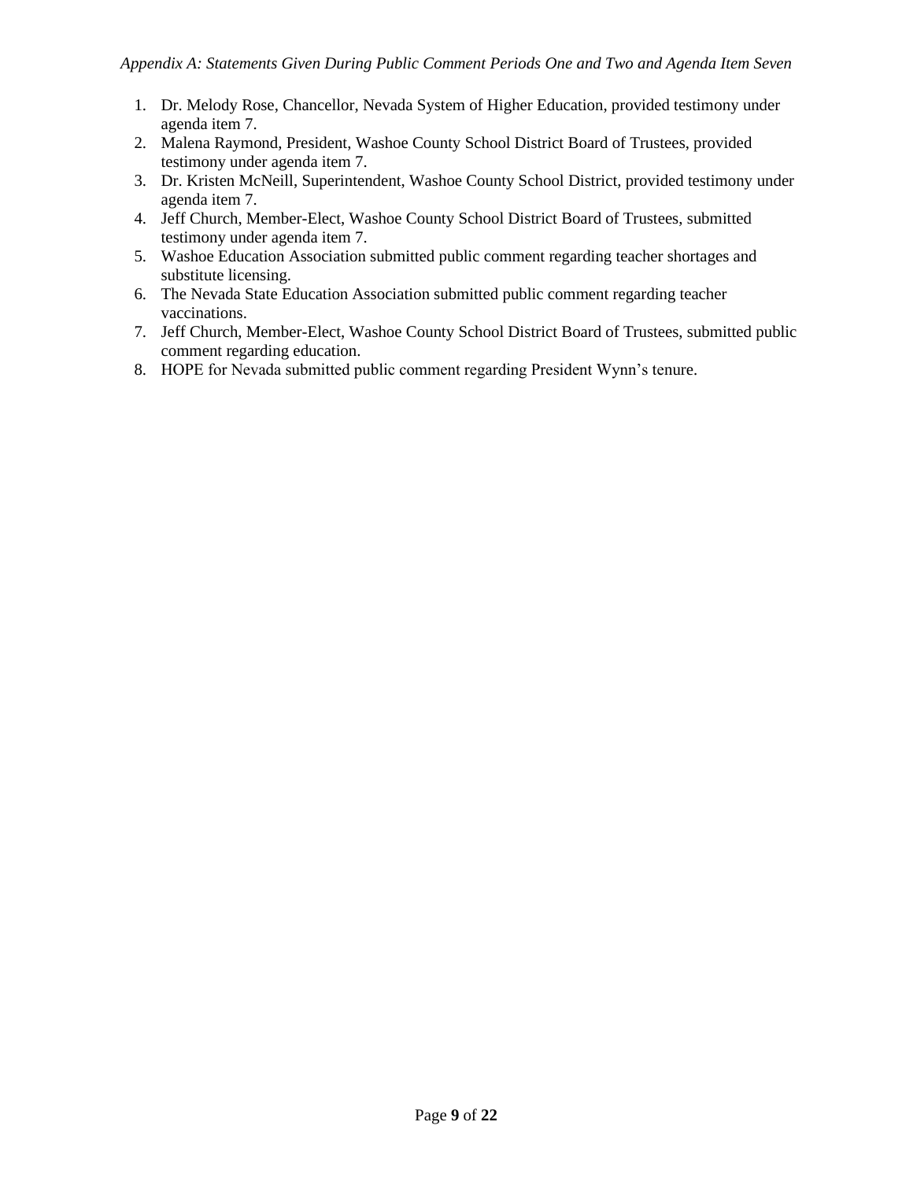*Appendix A: Statements Given During Public Comment Periods One and Two and Agenda Item Seven*

1. Dr. Melody Rose, Chancellor, Nevada System of Higher Education, provided testimony under agenda item 7.
2. Malena Raymond, President, Washoe County School District Board of Trustees, provided testimony under agenda item 7.
3. Dr. Kristen McNeill, Superintendent, Washoe County School District, provided testimony under agenda item 7.
4. Jeff Church, Member-Elect, Washoe County School District Board of Trustees, submitted testimony under agenda item 7.
5. Washoe Education Association submitted public comment regarding teacher shortages and substitute licensing.
6. The Nevada State Education Association submitted public comment regarding teacher vaccinations.
7. Jeff Church, Member-Elect, Washoe County School District Board of Trustees, submitted public comment regarding education.
8. HOPE for Nevada submitted public comment regarding President Wynn's tenure.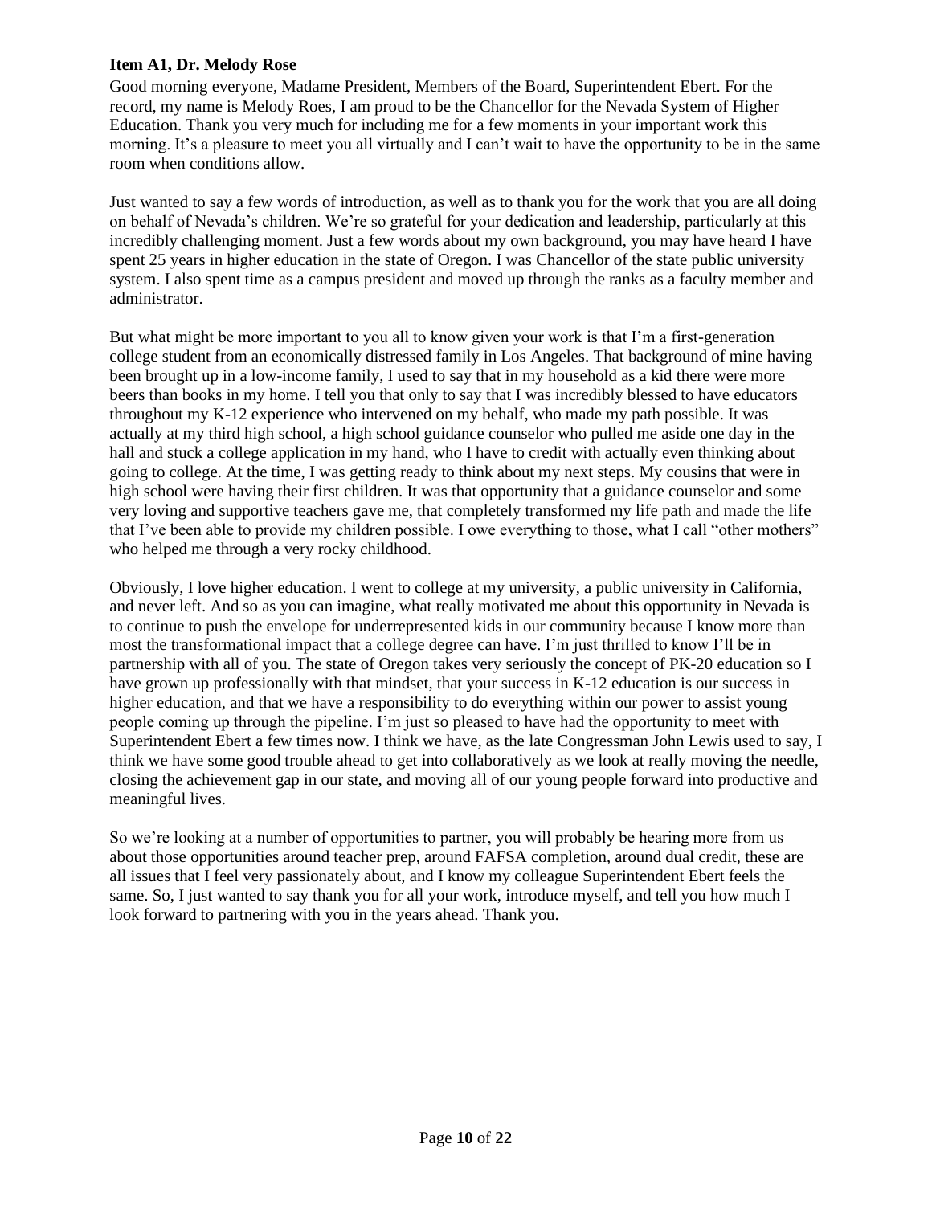**Item A1, Dr. Melody Rose**

Good morning everyone, Madame President, Members of the Board, Superintendent Ebert. For the record, my name is Melody Roes, I am proud to be the Chancellor for the Nevada System of Higher Education. Thank you very much for including me for a few moments in your important work this morning. It's a pleasure to meet you all virtually and I can't wait to have the opportunity to be in the same room when conditions allow.

Just wanted to say a few words of introduction, as well as to thank you for the work that you are all doing on behalf of Nevada's children. We're so grateful for your dedication and leadership, particularly at this incredibly challenging moment. Just a few words about my own background, you may have heard I have spent 25 years in higher education in the state of Oregon. I was Chancellor of the state public university system. I also spent time as a campus president and moved up through the ranks as a faculty member and administrator.

But what might be more important to you all to know given your work is that I'm a first-generation college student from an economically distressed family in Los Angeles. That background of mine having been brought up in a low-income family, I used to say that in my household as a kid there were more beers than books in my home. I tell you that only to say that I was incredibly blessed to have educators throughout my K-12 experience who intervened on my behalf, who made my path possible. It was actually at my third high school, a high school guidance counselor who pulled me aside one day in the hall and stuck a college application in my hand, who I have to credit with actually even thinking about going to college. At the time, I was getting ready to think about my next steps. My cousins that were in high school were having their first children. It was that opportunity that a guidance counselor and some very loving and supportive teachers gave me, that completely transformed my life path and made the life that I've been able to provide my children possible. I owe everything to those, what I call "other mothers" who helped me through a very rocky childhood.

Obviously, I love higher education. I went to college at my university, a public university in California, and never left. And so as you can imagine, what really motivated me about this opportunity in Nevada is to continue to push the envelope for underrepresented kids in our community because I know more than most the transformational impact that a college degree can have. I'm just thrilled to know I'll be in partnership with all of you. The state of Oregon takes very seriously the concept of PK-20 education so I have grown up professionally with that mindset, that your success in K-12 education is our success in higher education, and that we have a responsibility to do everything within our power to assist young people coming up through the pipeline. I'm just so pleased to have had the opportunity to meet with Superintendent Ebert a few times now. I think we have, as the late Congressman John Lewis used to say, I think we have some good trouble ahead to get into collaboratively as we look at really moving the needle, closing the achievement gap in our state, and moving all of our young people forward into productive and meaningful lives.

So we're looking at a number of opportunities to partner, you will probably be hearing more from us about those opportunities around teacher prep, around FAFSA completion, around dual credit, these are all issues that I feel very passionately about, and I know my colleague Superintendent Ebert feels the same. So, I just wanted to say thank you for all your work, introduce myself, and tell you how much I look forward to partnering with you in the years ahead. Thank you.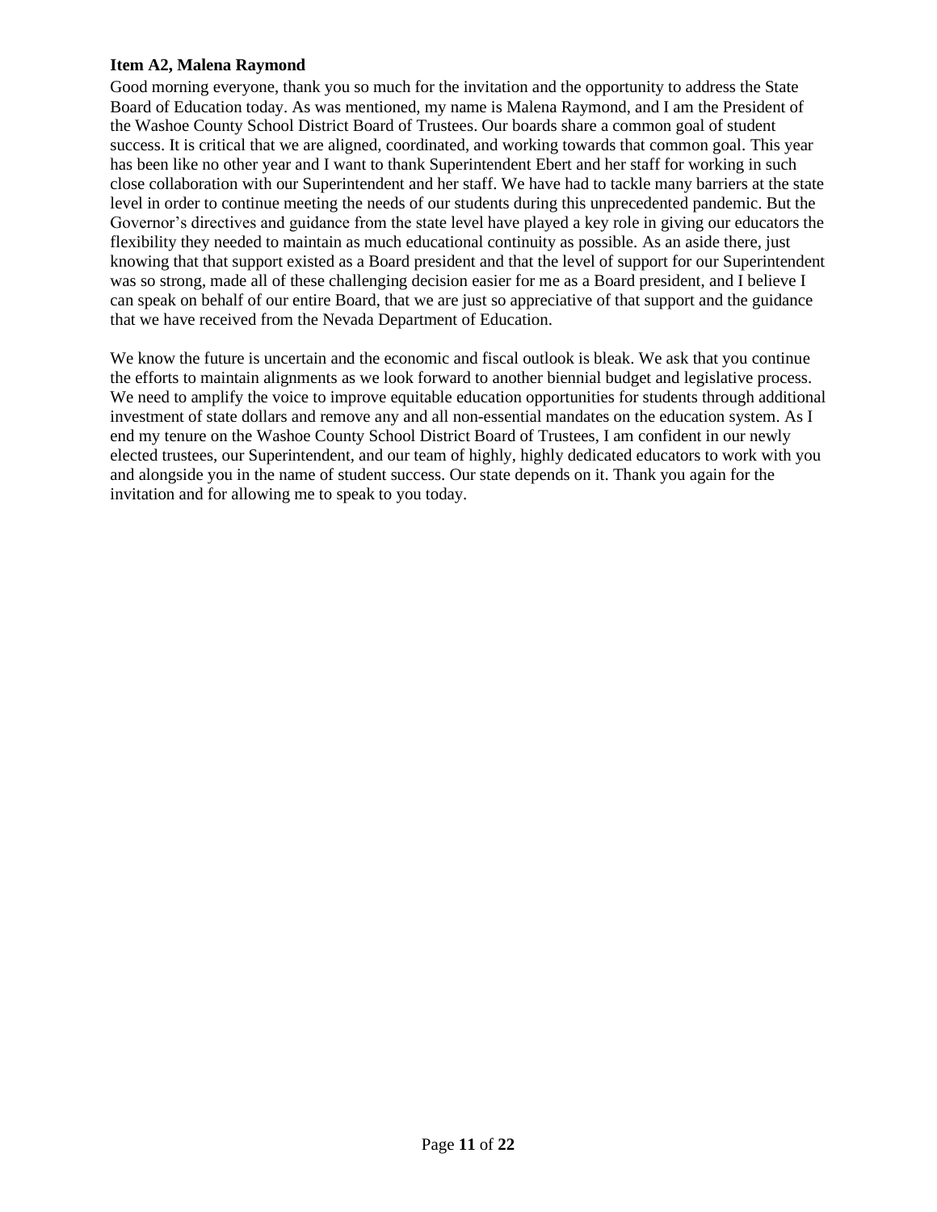**Item A2, Malena Raymond**

Good morning everyone, thank you so much for the invitation and the opportunity to address the State Board of Education today. As was mentioned, my name is Malena Raymond, and I am the President of the Washoe County School District Board of Trustees. Our boards share a common goal of student success. It is critical that we are aligned, coordinated, and working towards that common goal. This year has been like no other year and I want to thank Superintendent Ebert and her staff for working in such close collaboration with our Superintendent and her staff. We have had to tackle many barriers at the state level in order to continue meeting the needs of our students during this unprecedented pandemic. But the Governor's directives and guidance from the state level have played a key role in giving our educators the flexibility they needed to maintain as much educational continuity as possible. As an aside there, just knowing that that support existed as a Board president and that the level of support for our Superintendent was so strong, made all of these challenging decision easier for me as a Board president, and I believe I can speak on behalf of our entire Board, that we are just so appreciative of that support and the guidance that we have received from the Nevada Department of Education.

We know the future is uncertain and the economic and fiscal outlook is bleak. We ask that you continue the efforts to maintain alignments as we look forward to another biennial budget and legislative process. We need to amplify the voice to improve equitable education opportunities for students through additional investment of state dollars and remove any and all non-essential mandates on the education system. As I end my tenure on the Washoe County School District Board of Trustees, I am confident in our newly elected trustees, our Superintendent, and our team of highly, highly dedicated educators to work with you and alongside you in the name of student success. Our state depends on it. Thank you again for the invitation and for allowing me to speak to you today.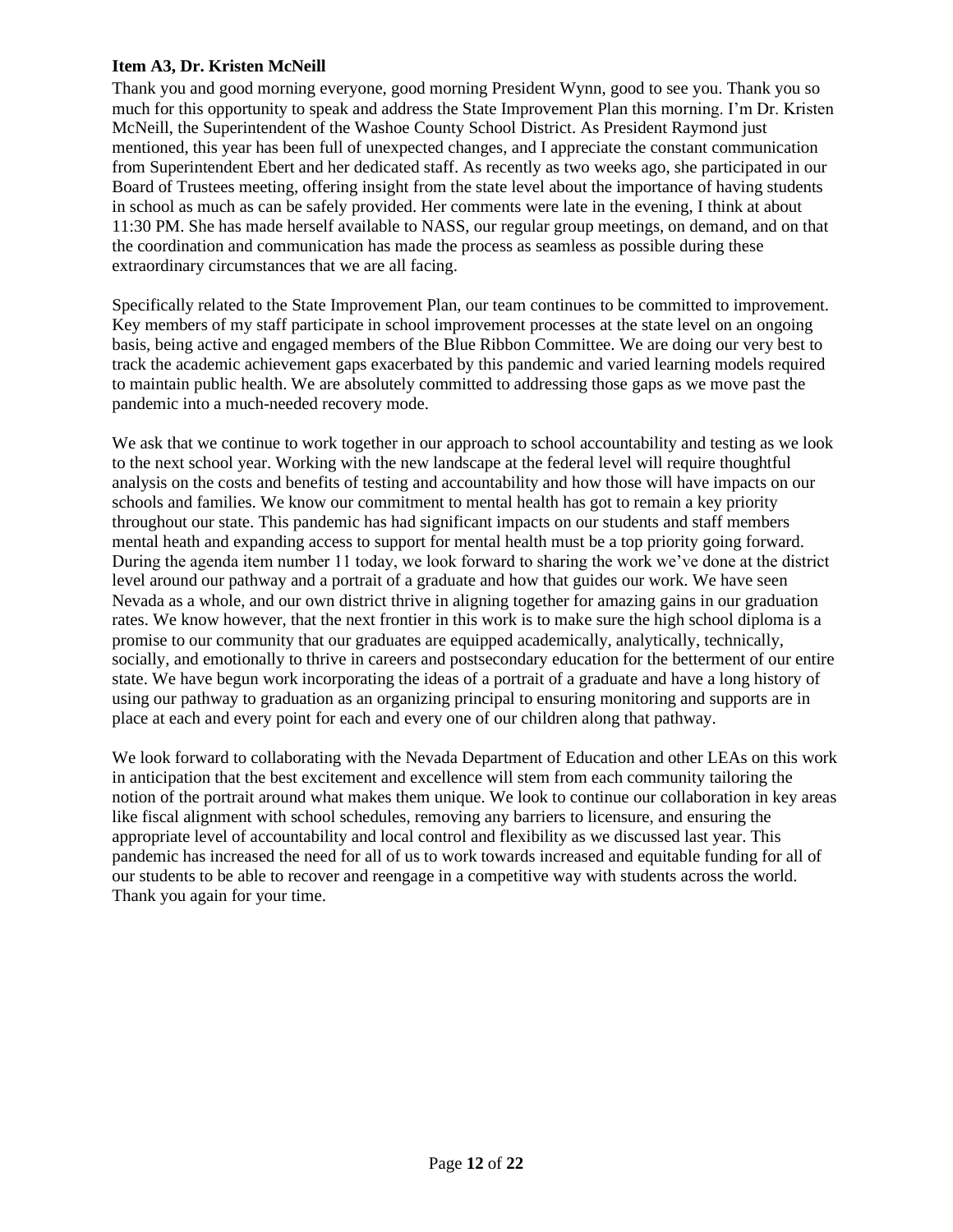**Item A3, Dr. Kristen McNeill**

Thank you and good morning everyone, good morning President Wynn, good to see you. Thank you so much for this opportunity to speak and address the State Improvement Plan this morning. I'm Dr. Kristen McNeill, the Superintendent of the Washoe County School District. As President Raymond just mentioned, this year has been full of unexpected changes, and I appreciate the constant communication from Superintendent Ebert and her dedicated staff. As recently as two weeks ago, she participated in our Board of Trustees meeting, offering insight from the state level about the importance of having students in school as much as can be safely provided. Her comments were late in the evening, I think at about 11:30 PM. She has made herself available to NASS, our regular group meetings, on demand, and on that the coordination and communication has made the process as seamless as possible during these extraordinary circumstances that we are all facing.

Specifically related to the State Improvement Plan, our team continues to be committed to improvement. Key members of my staff participate in school improvement processes at the state level on an ongoing basis, being active and engaged members of the Blue Ribbon Committee. We are doing our very best to track the academic achievement gaps exacerbated by this pandemic and varied learning models required to maintain public health. We are absolutely committed to addressing those gaps as we move past the pandemic into a much-needed recovery mode.

We ask that we continue to work together in our approach to school accountability and testing as we look to the next school year. Working with the new landscape at the federal level will require thoughtful analysis on the costs and benefits of testing and accountability and how those will have impacts on our schools and families. We know our commitment to mental health has got to remain a key priority throughout our state. This pandemic has had significant impacts on our students and staff members mental heath and expanding access to support for mental health must be a top priority going forward. During the agenda item number 11 today, we look forward to sharing the work we've done at the district level around our pathway and a portrait of a graduate and how that guides our work. We have seen Nevada as a whole, and our own district thrive in aligning together for amazing gains in our graduation rates. We know however, that the next frontier in this work is to make sure the high school diploma is a promise to our community that our graduates are equipped academically, analytically, technically, socially, and emotionally to thrive in careers and postsecondary education for the betterment of our entire state. We have begun work incorporating the ideas of a portrait of a graduate and have a long history of using our pathway to graduation as an organizing principal to ensuring monitoring and supports are in place at each and every point for each and every one of our children along that pathway.

We look forward to collaborating with the Nevada Department of Education and other LEAs on this work in anticipation that the best excitement and excellence will stem from each community tailoring the notion of the portrait around what makes them unique. We look to continue our collaboration in key areas like fiscal alignment with school schedules, removing any barriers to licensure, and ensuring the appropriate level of accountability and local control and flexibility as we discussed last year. This pandemic has increased the need for all of us to work towards increased and equitable funding for all of our students to be able to recover and reengage in a competitive way with students across the world. Thank you again for your time.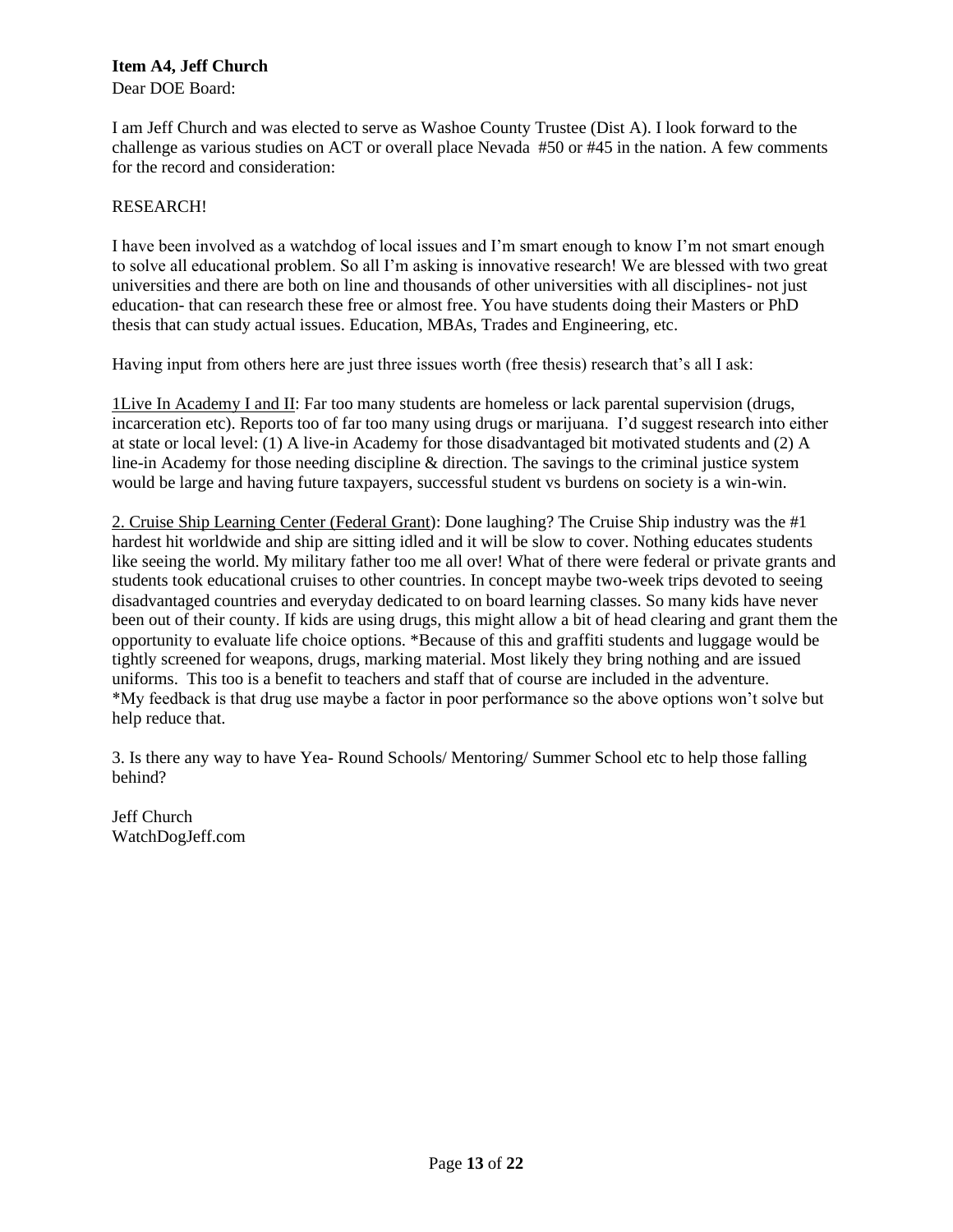**Item A4, Jeff Church**

Dear DOE Board:

I am Jeff Church and was elected to serve as Washoe County Trustee (Dist A). I look forward to the challenge as various studies on ACT or overall place Nevada #50 or #45 in the nation. A few comments for the record and consideration:

RESEARCH!

I have been involved as a watchdog of local issues and I'm smart enough to know I'm not smart enough to solve all educational problem. So all I'm asking is innovative research! We are blessed with two great universities and there are both on line and thousands of other universities with all disciplines- not just education- that can research these free or almost free. You have students doing their Masters or PhD thesis that can study actual issues. Education, MBAs, Trades and Engineering, etc.

Having input from others here are just three issues worth (free thesis) research that's all I ask:

<u>1Live In Academy I and II</u>: Far too many students are homeless or lack parental supervision (drugs, incarceration etc). Reports too of far too many using drugs or marijuana. I'd suggest research into either at state or local level: (1) A live-in Academy for those disadvantaged bit motivated students and (2) A line-in Academy for those needing discipline & direction. The savings to the criminal justice system would be large and having future taxpayers, successful student vs burdens on society is a win-win.

<u>2. Cruise Ship Learning Center (Federal Grant)</u>: Done laughing? The Cruise Ship industry was the #1 hardest hit worldwide and ship are sitting idled and it will be slow to cover. Nothing educates students like seeing the world. My military father too me all over! What of there were federal or private grants and students took educational cruises to other countries. In concept maybe two-week trips devoted to seeing disadvantaged countries and everyday dedicated to on board learning classes. So many kids have never been out of their county. If kids are using drugs, this might allow a bit of head clearing and grant them the opportunity to evaluate life choice options. *Because of this and graffiti students and luggage would be tightly screened for weapons, drugs, marking material. Most likely they bring nothing and are issued uniforms. This too is a benefit to teachers and staff that of course are included in the adventure. *My feedback is that drug use maybe a factor in poor performance so the above options won't solve but help reduce that.

3. Is there any way to have Yea- Round Schools/ Mentoring/ Summer School etc to help those falling behind?

Jeff Church
WatchDogJeff.com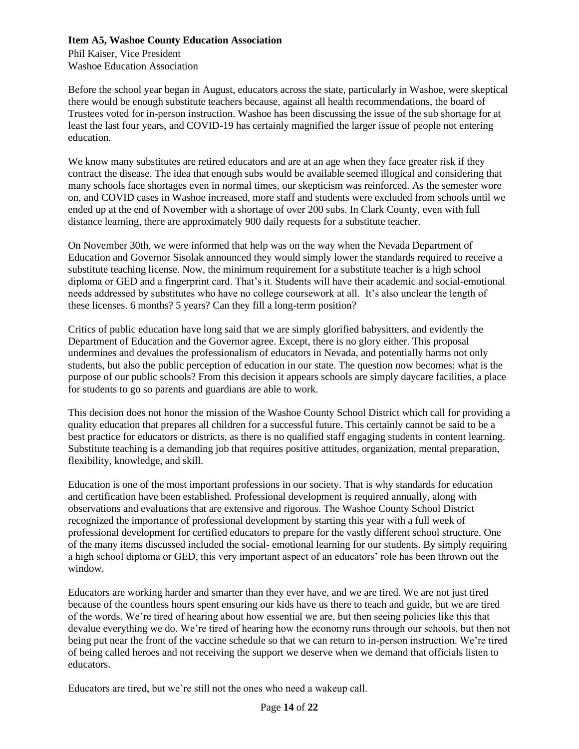**Item A5, Washoe County Education Association**

Phil Kaiser, Vice President
Washoe Education Association

Before the school year began in August, educators across the state, particularly in Washoe, were skeptical there would be enough substitute teachers because, against all health recommendations, the board of Trustees voted for in-person instruction. Washoe has been discussing the issue of the sub shortage for at least the last four years, and COVID-19 has certainly magnified the larger issue of people not entering education.

We know many substitutes are retired educators and are at an age when they face greater risk if they contract the disease. The idea that enough subs would be available seemed illogical and considering that many schools face shortages even in normal times, our skepticism was reinforced. As the semester wore on, and COVID cases in Washoe increased, more staff and students were excluded from schools until we ended up at the end of November with a shortage of over 200 subs. In Clark County, even with full distance learning, there are approximately 900 daily requests for a substitute teacher.

On November 30th, we were informed that help was on the way when the Nevada Department of Education and Governor Sisolak announced they would simply lower the standards required to receive a substitute teaching license. Now, the minimum requirement for a substitute teacher is a high school diploma or GED and a fingerprint card. That's it. Students will have their academic and social-emotional needs addressed by substitutes who have no college coursework at all. It's also unclear the length of these licenses. 6 months? 5 years? Can they fill a long-term position?

Critics of public education have long said that we are simply glorified babysitters, and evidently the Department of Education and the Governor agree. Except, there is no glory either. This proposal undermines and devalues the professionalism of educators in Nevada, and potentially harms not only students, but also the public perception of education in our state. The question now becomes: what is the purpose of our public schools? From this decision it appears schools are simply daycare facilities, a place for students to go so parents and guardians are able to work.

This decision does not honor the mission of the Washoe County School District which call for providing a quality education that prepares all children for a successful future. This certainly cannot be said to be a best practice for educators or districts, as there is no qualified staff engaging students in content learning. Substitute teaching is a demanding job that requires positive attitudes, organization, mental preparation, flexibility, knowledge, and skill.

Education is one of the most important professions in our society. That is why standards for education and certification have been established. Professional development is required annually, along with observations and evaluations that are extensive and rigorous. The Washoe County School District recognized the importance of professional development by starting this year with a full week of professional development for certified educators to prepare for the vastly different school structure. One of the many items discussed included the social- emotional learning for our students. By simply requiring a high school diploma or GED, this very important aspect of an educators' role has been thrown out the window.

Educators are working harder and smarter than they ever have, and we are tired. We are not just tired because of the countless hours spent ensuring our kids have us there to teach and guide, but we are tired of the words. We're tired of hearing about how essential we are, but then seeing policies like this that devalue everything we do. We're tired of hearing how the economy runs through our schools, but then not being put near the front of the vaccine schedule so that we can return to in-person instruction. We're tired of being called heroes and not receiving the support we deserve when we demand that officials listen to educators.

Educators are tired, but we're still not the ones who need a wakeup call.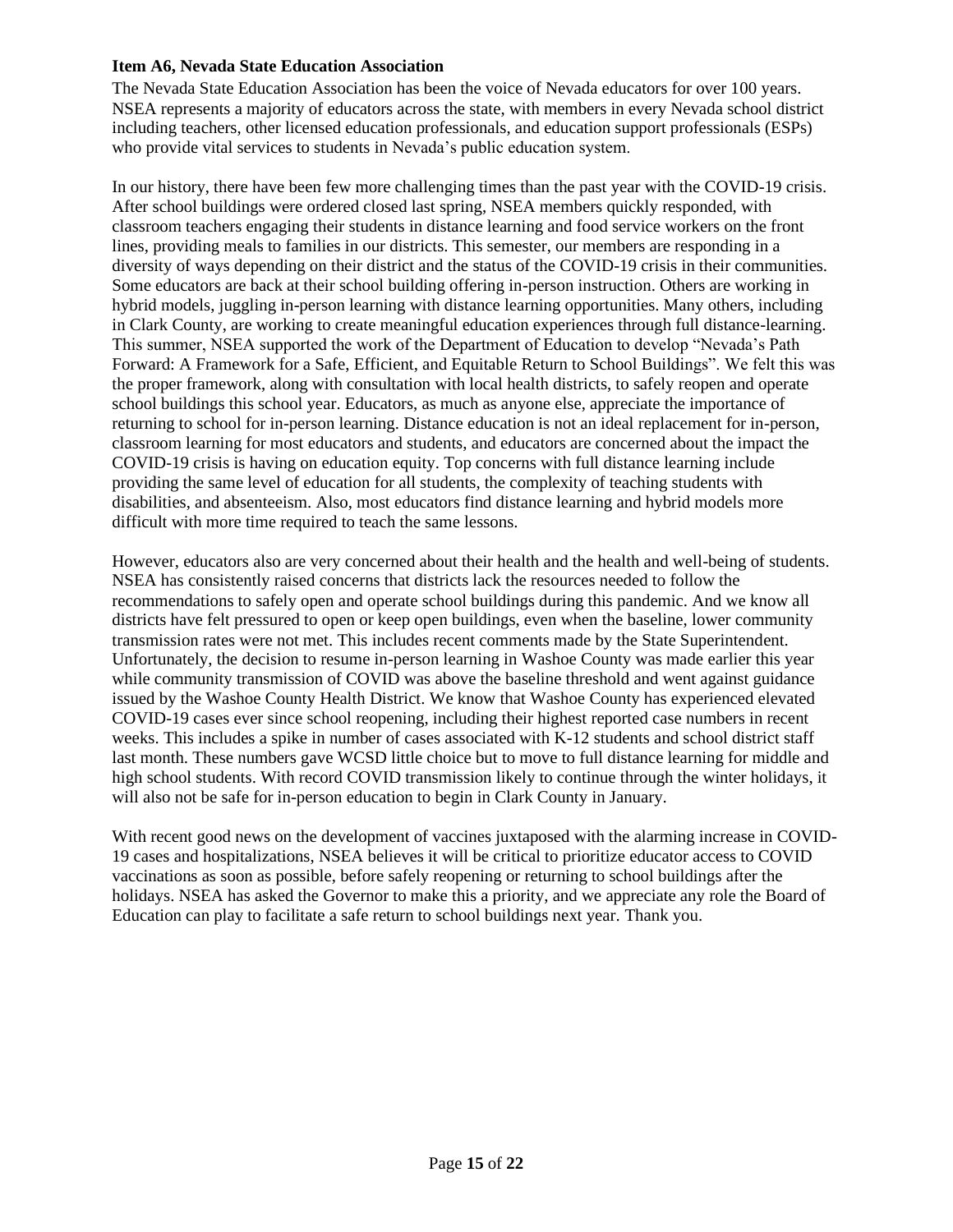**Item A6, Nevada State Education Association**

The Nevada State Education Association has been the voice of Nevada educators for over 100 years. NSEA represents a majority of educators across the state, with members in every Nevada school district including teachers, other licensed education professionals, and education support professionals (ESPs) who provide vital services to students in Nevada's public education system.

In our history, there have been few more challenging times than the past year with the COVID-19 crisis. After school buildings were ordered closed last spring, NSEA members quickly responded, with classroom teachers engaging their students in distance learning and food service workers on the front lines, providing meals to families in our districts. This semester, our members are responding in a diversity of ways depending on their district and the status of the COVID-19 crisis in their communities. Some educators are back at their school building offering in-person instruction. Others are working in hybrid models, juggling in-person learning with distance learning opportunities. Many others, including in Clark County, are working to create meaningful education experiences through full distance-learning. This summer, NSEA supported the work of the Department of Education to develop "Nevada's Path Forward: A Framework for a Safe, Efficient, and Equitable Return to School Buildings". We felt this was the proper framework, along with consultation with local health districts, to safely reopen and operate school buildings this school year. Educators, as much as anyone else, appreciate the importance of returning to school for in-person learning. Distance education is not an ideal replacement for in-person, classroom learning for most educators and students, and educators are concerned about the impact the COVID-19 crisis is having on education equity. Top concerns with full distance learning include providing the same level of education for all students, the complexity of teaching students with disabilities, and absenteeism. Also, most educators find distance learning and hybrid models more difficult with more time required to teach the same lessons.

However, educators also are very concerned about their health and the health and well-being of students. NSEA has consistently raised concerns that districts lack the resources needed to follow the recommendations to safely open and operate school buildings during this pandemic. And we know all districts have felt pressured to open or keep open buildings, even when the baseline, lower community transmission rates were not met. This includes recent comments made by the State Superintendent. Unfortunately, the decision to resume in-person learning in Washoe County was made earlier this year while community transmission of COVID was above the baseline threshold and went against guidance issued by the Washoe County Health District. We know that Washoe County has experienced elevated COVID-19 cases ever since school reopening, including their highest reported case numbers in recent weeks. This includes a spike in number of cases associated with K-12 students and school district staff last month. These numbers gave WCSD little choice but to move to full distance learning for middle and high school students. With record COVID transmission likely to continue through the winter holidays, it will also not be safe for in-person education to begin in Clark County in January.

With recent good news on the development of vaccines juxtaposed with the alarming increase in COVID-19 cases and hospitalizations, NSEA believes it will be critical to prioritize educator access to COVID vaccinations as soon as possible, before safely reopening or returning to school buildings after the holidays. NSEA has asked the Governor to make this a priority, and we appreciate any role the Board of Education can play to facilitate a safe return to school buildings next year. Thank you.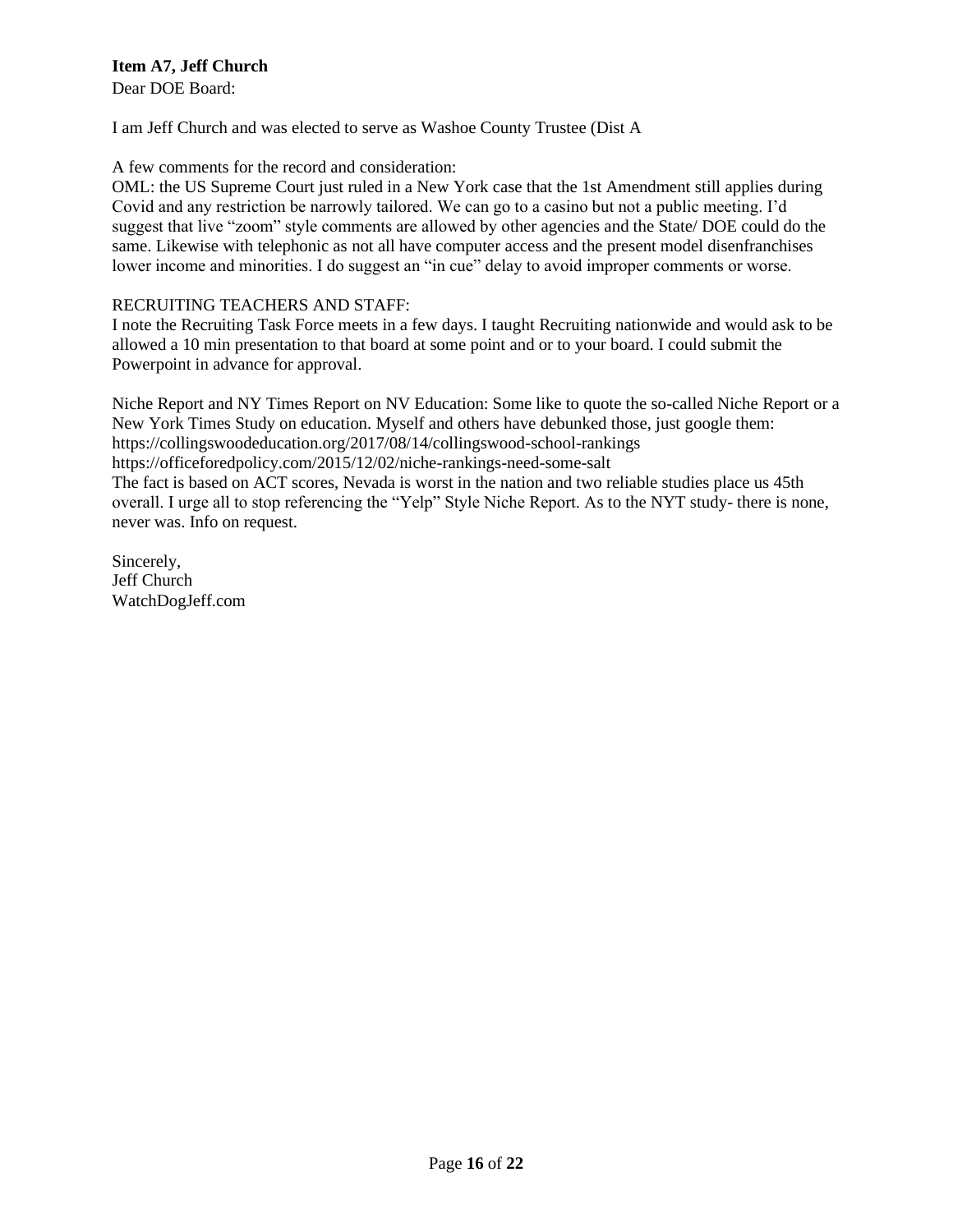**Item A7, Jeff Church**

Dear DOE Board:

I am Jeff Church and was elected to serve as Washoe County Trustee (Dist A

A few comments for the record and consideration:
OML: the US Supreme Court just ruled in a New York case that the 1st Amendment still applies during Covid and any restriction be narrowly tailored. We can go to a casino but not a public meeting. I'd suggest that live "zoom" style comments are allowed by other agencies and the State/ DOE could do the same. Likewise with telephonic as not all have computer access and the present model disenfranchises lower income and minorities. I do suggest an "in cue" delay to avoid improper comments or worse.

RECRUITING TEACHERS AND STAFF:
I note the Recruiting Task Force meets in a few days. I taught Recruiting nationwide and would ask to be allowed a 10 min presentation to that board at some point and or to your board. I could submit the Powerpoint in advance for approval.

Niche Report and NY Times Report on NV Education: Some like to quote the so-called Niche Report or a New York Times Study on education. Myself and others have debunked those, just google them:
https://collingswoodeducation.org/2017/08/14/collingswood-school-rankings
https://officeforedpolicy.com/2015/12/02/niche-rankings-need-some-salt
The fact is based on ACT scores, Nevada is worst in the nation and two reliable studies place us 45th overall. I urge all to stop referencing the "Yelp" Style Niche Report. As to the NYT study- there is none, never was. Info on request.

Sincerely,
Jeff Church
WatchDogJeff.com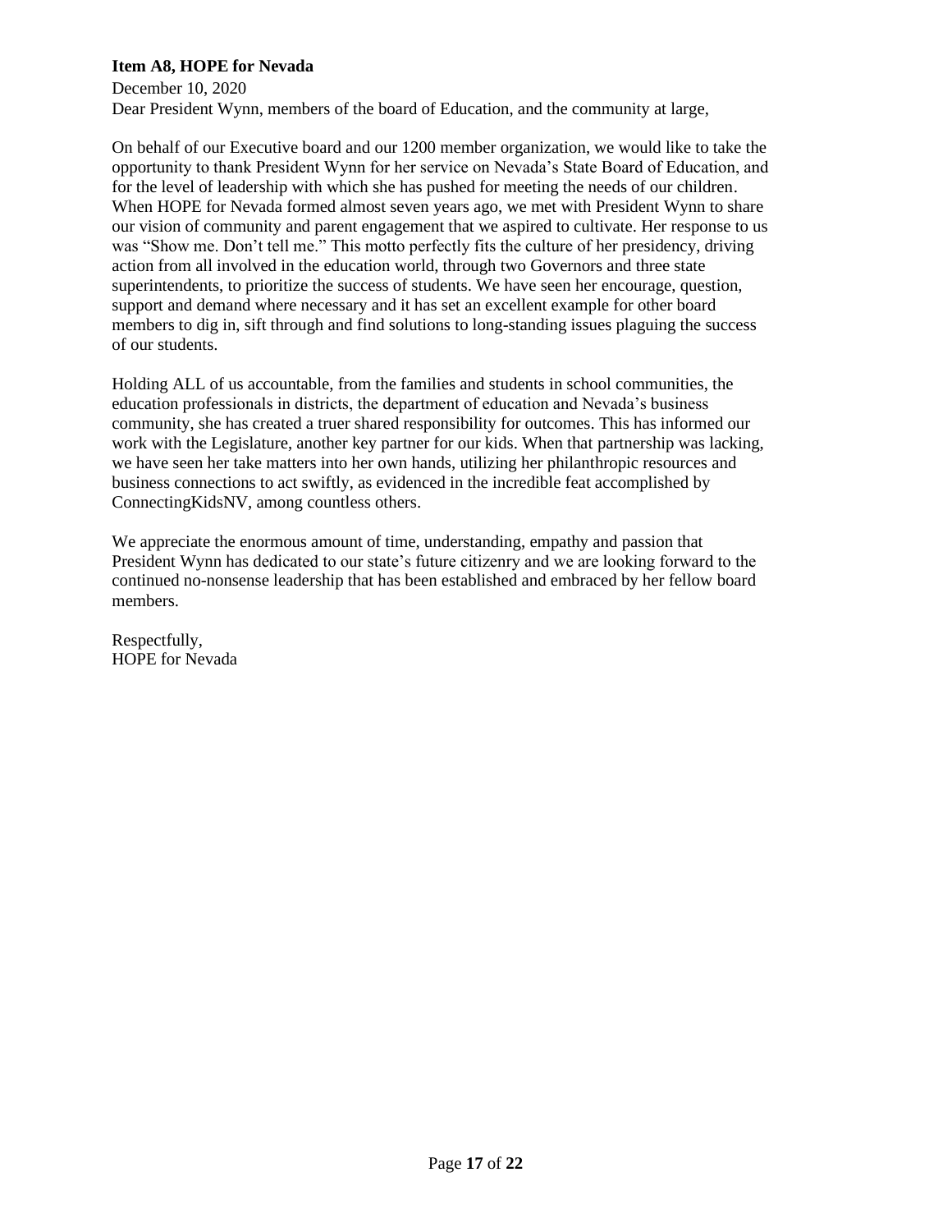**Item A8, HOPE for Nevada**

December 10, 2020

Dear President Wynn, members of the board of Education, and the community at large,

On behalf of our Executive board and our 1200 member organization, we would like to take the opportunity to thank President Wynn for her service on Nevada's State Board of Education, and for the level of leadership with which she has pushed for meeting the needs of our children. When HOPE for Nevada formed almost seven years ago, we met with President Wynn to share our vision of community and parent engagement that we aspired to cultivate. Her response to us was "Show me. Don't tell me." This motto perfectly fits the culture of her presidency, driving action from all involved in the education world, through two Governors and three state superintendents, to prioritize the success of students. We have seen her encourage, question, support and demand where necessary and it has set an excellent example for other board members to dig in, sift through and find solutions to long-standing issues plaguing the success of our students.

Holding ALL of us accountable, from the families and students in school communities, the education professionals in districts, the department of education and Nevada's business community, she has created a truer shared responsibility for outcomes. This has informed our work with the Legislature, another key partner for our kids. When that partnership was lacking, we have seen her take matters into her own hands, utilizing her philanthropic resources and business connections to act swiftly, as evidenced in the incredible feat accomplished by ConnectingKidsNV, among countless others.

We appreciate the enormous amount of time, understanding, empathy and passion that President Wynn has dedicated to our state's future citizenry and we are looking forward to the continued no-nonsense leadership that has been established and embraced by her fellow board members.

Respectfully,
HOPE for Nevada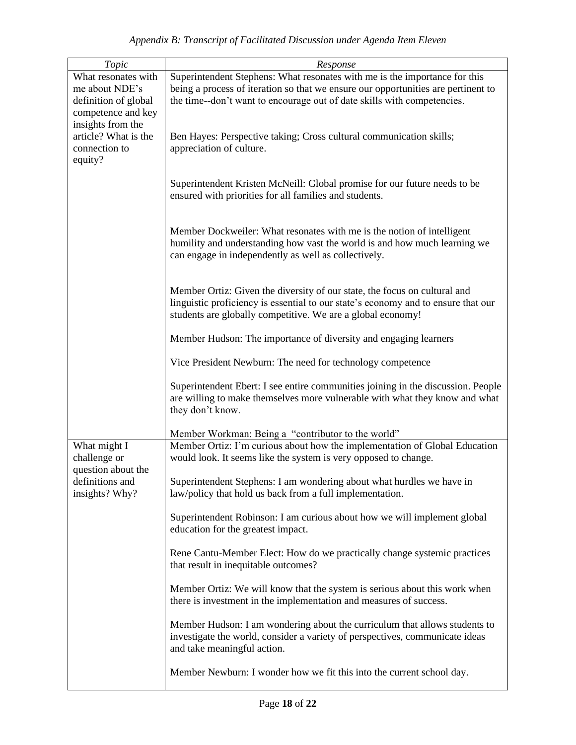*Appendix B: Transcript of Facilitated Discussion under Agenda Item Eleven*

| *Topic* | *Response* |
|---|---|
| What resonates with me about NDE's definition of global competence and key insights from the article? What is the connection to equity? | Superintendent Stephens: What resonates with me is the importance for this being a process of iteration so that we ensure our opportunities are pertinent to the time--don't want to encourage out of date skills with competencies.<br><br>Ben Hayes: Perspective taking; Cross cultural communication skills; appreciation of culture.<br><br>Superintendent Kristen McNeill: Global promise for our future needs to be ensured with priorities for all families and students.<br><br>Member Dockweiler: What resonates with me is the notion of intelligent humility and understanding how vast the world is and how much learning we can engage in independently as well as collectively.<br><br>Member Ortiz: Given the diversity of our state, the focus on cultural and linguistic proficiency is essential to our state's economy and to ensure that our students are globally competitive. We are a global economy!<br><br>Member Hudson: The importance of diversity and engaging learners<br><br>Vice President Newburn: The need for technology competence<br><br>Superintendent Ebert: I see entire communities joining in the discussion. People are willing to make themselves more vulnerable with what they know and what they don't know.<br><br>Member Workman: Being a "contributor to the world" |
| What might I challenge or question about the definitions and insights? Why? | Member Ortiz: I'm curious about how the implementation of Global Education would look. It seems like the system is very opposed to change.<br><br>Superintendent Stephens: I am wondering about what hurdles we have in law/policy that hold us back from a full implementation.<br><br>Superintendent Robinson: I am curious about how we will implement global education for the greatest impact.<br><br>Rene Cantu-Member Elect: How do we practically change systemic practices that result in inequitable outcomes?<br><br>Member Ortiz: We will know that the system is serious about this work when there is investment in the implementation and measures of success.<br><br>Member Hudson: I am wondering about the curriculum that allows students to investigate the world, consider a variety of perspectives, communicate ideas and take meaningful action.<br><br>Member Newburn: I wonder how we fit this into the current school day. |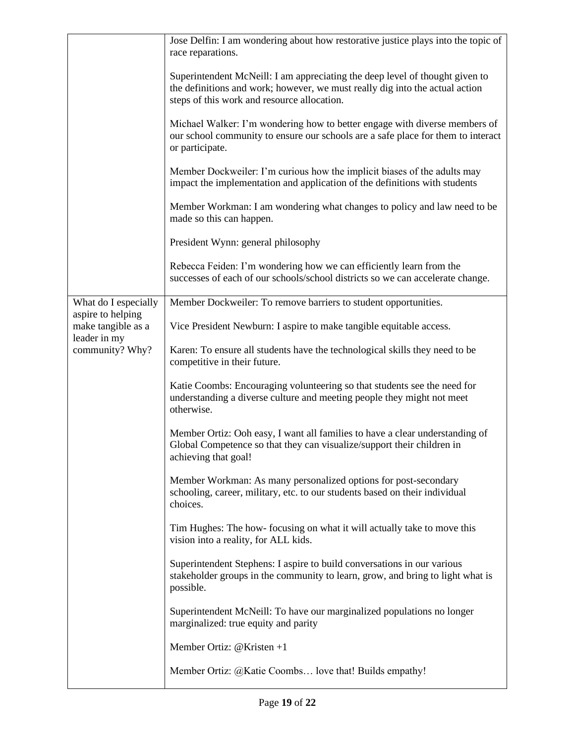| | |
|---|---|
| | Jose Delfin: I am wondering about how restorative justice plays into the topic of race reparations.<br><br>Superintendent McNeill: I am appreciating the deep level of thought given to the definitions and work; however, we must really dig into the actual action steps of this work and resource allocation.<br><br>Michael Walker: I'm wondering how to better engage with diverse members of our school community to ensure our schools are a safe place for them to interact or participate.<br><br>Member Dockweiler: I'm curious how the implicit biases of the adults may impact the implementation and application of the definitions with students<br><br>Member Workman: I am wondering what changes to policy and law need to be made so this can happen.<br><br>President Wynn: general philosophy<br><br>Rebecca Feiden: I'm wondering how we can efficiently learn from the successes of each of our schools/school districts so we can accelerate change. |
| What do I especially aspire to helping make tangible as a leader in my community? Why? | Member Dockweiler: To remove barriers to student opportunities.<br><br>Vice President Newburn: I aspire to make tangible equitable access.<br><br>Karen: To ensure all students have the technological skills they need to be competitive in their future.<br><br>Katie Coombs: Encouraging volunteering so that students see the need for understanding a diverse culture and meeting people they might not meet otherwise.<br><br>Member Ortiz: Ooh easy, I want all families to have a clear understanding of Global Competence so that they can visualize/support their children in achieving that goal!<br><br>Member Workman: As many personalized options for post-secondary schooling, career, military, etc. to our students based on their individual choices.<br><br>Tim Hughes: The how- focusing on what it will actually take to move this vision into a reality, for ALL kids.<br><br>Superintendent Stephens: I aspire to build conversations in our various stakeholder groups in the community to learn, grow, and bring to light what is possible.<br><br>Superintendent McNeill: To have our marginalized populations no longer marginalized: true equity and parity<br><br>Member Ortiz: @Kristen +1<br><br>Member Ortiz: @Katie Coombs… love that! Builds empathy! |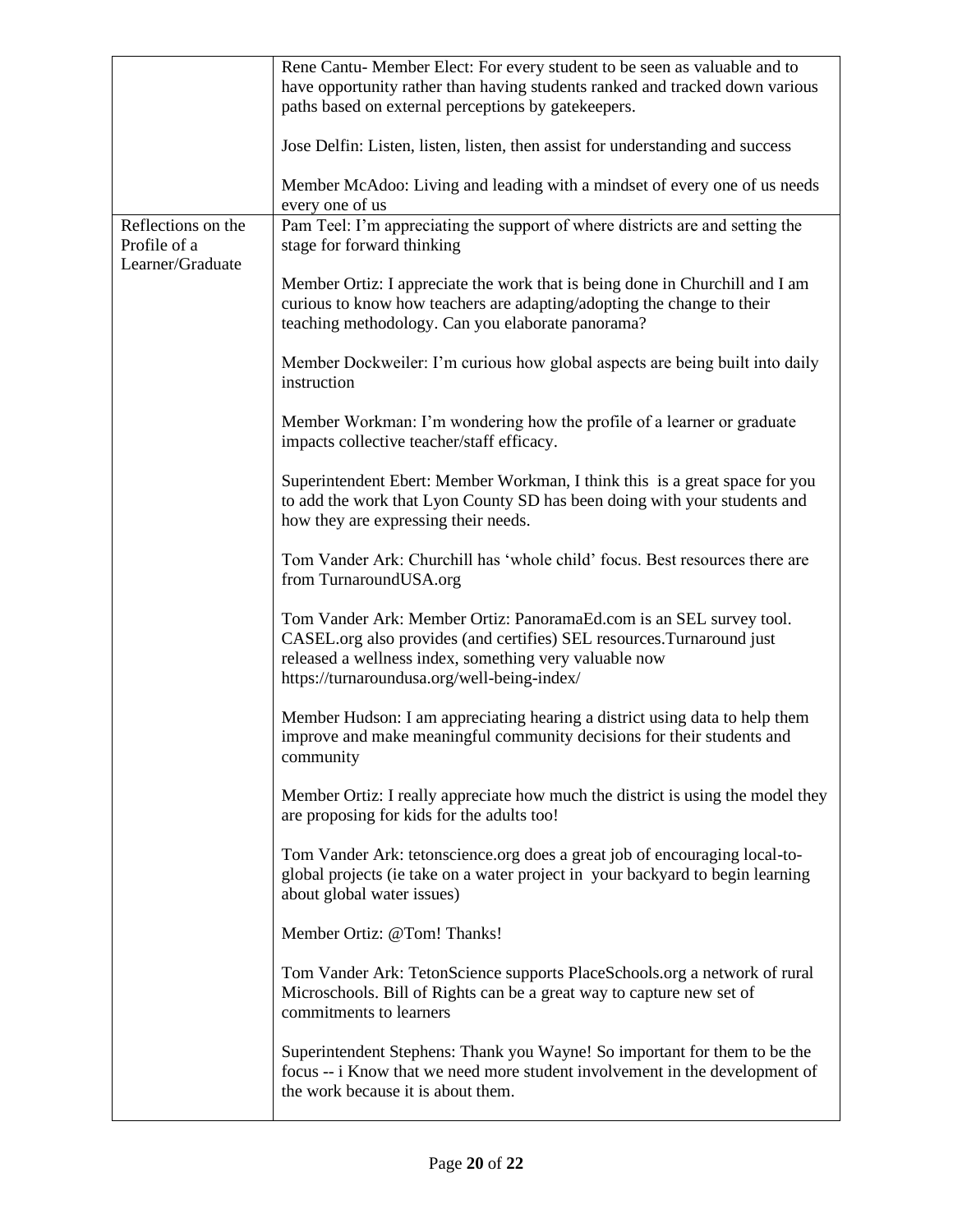| | |
|---|---|
| | Rene Cantu- Member Elect: For every student to be seen as valuable and to have opportunity rather than having students ranked and tracked down various paths based on external perceptions by gatekeepers.<br><br>Jose Delfin: Listen, listen, listen, then assist for understanding and success<br><br>Member McAdoo: Living and leading with a mindset of every one of us needs every one of us |
| Reflections on the Profile of a Learner/Graduate | Pam Teel: I'm appreciating the support of where districts are and setting the stage for forward thinking<br><br>Member Ortiz: I appreciate the work that is being done in Churchill and I am curious to know how teachers are adapting/adopting the change to their teaching methodology. Can you elaborate panorama?<br><br>Member Dockweiler: I'm curious how global aspects are being built into daily instruction<br><br>Member Workman: I'm wondering how the profile of a learner or graduate impacts collective teacher/staff efficacy.<br><br>Superintendent Ebert: Member Workman, I think this is a great space for you to add the work that Lyon County SD has been doing with your students and how they are expressing their needs.<br><br>Tom Vander Ark: Churchill has 'whole child' focus. Best resources there are from TurnaroundUSA.org<br><br>Tom Vander Ark: Member Ortiz: PanoramaEd.com is an SEL survey tool. CASEL.org also provides (and certifies) SEL resources.Turnaround just released a wellness index, something very valuable now https://turnaroundusa.org/well-being-index/<br><br>Member Hudson: I am appreciating hearing a district using data to help them improve and make meaningful community decisions for their students and community<br><br>Member Ortiz: I really appreciate how much the district is using the model they are proposing for kids for the adults too!<br><br>Tom Vander Ark: tetonscience.org does a great job of encouraging local-to-global projects (ie take on a water project in your backyard to begin learning about global water issues)<br><br>Member Ortiz: @Tom! Thanks!<br><br>Tom Vander Ark: TetonScience supports PlaceSchools.org a network of rural Microschools. Bill of Rights can be a great way to capture new set of commitments to learners<br><br>Superintendent Stephens: Thank you Wayne! So important for them to be the focus -- i Know that we need more student involvement in the development of the work because it is about them. |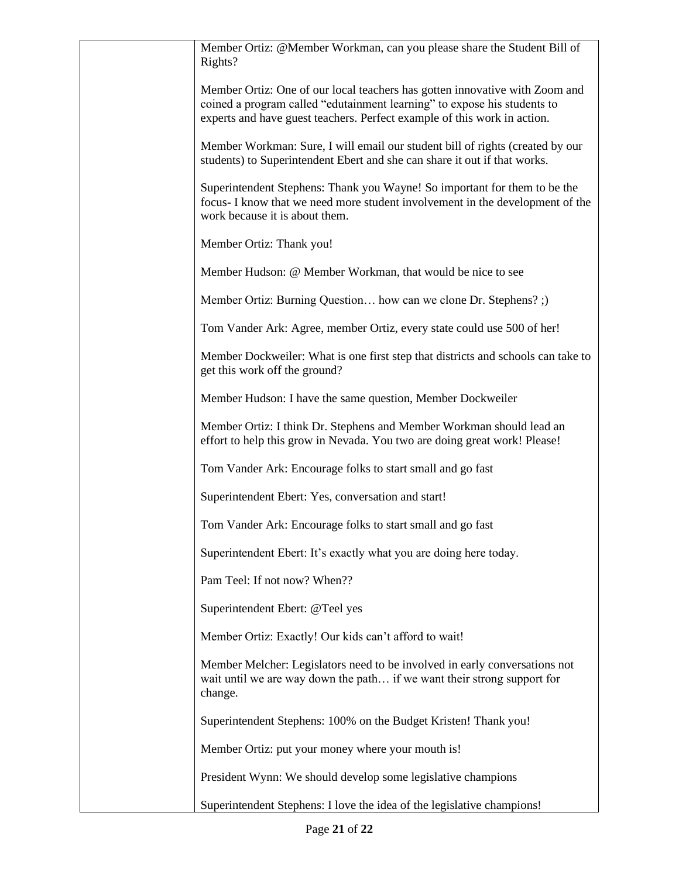| | |
|---|---|
| | Member Ortiz: @Member Workman, can you please share the Student Bill of Rights?<br><br>Member Ortiz: One of our local teachers has gotten innovative with Zoom and coined a program called "edutainment learning" to expose his students to experts and have guest teachers. Perfect example of this work in action.<br><br>Member Workman: Sure, I will email our student bill of rights (created by our students) to Superintendent Ebert and she can share it out if that works.<br><br>Superintendent Stephens: Thank you Wayne! So important for them to be the focus- I know that we need more student involvement in the development of the work because it is about them.<br><br>Member Ortiz: Thank you!<br><br>Member Hudson: @ Member Workman, that would be nice to see<br><br>Member Ortiz: Burning Question… how can we clone Dr. Stephens? ;)<br><br>Tom Vander Ark: Agree, member Ortiz, every state could use 500 of her!<br><br>Member Dockweiler: What is one first step that districts and schools can take to get this work off the ground?<br><br>Member Hudson: I have the same question, Member Dockweiler<br><br>Member Ortiz: I think Dr. Stephens and Member Workman should lead an effort to help this grow in Nevada. You two are doing great work! Please!<br><br>Tom Vander Ark: Encourage folks to start small and go fast<br><br>Superintendent Ebert: Yes, conversation and start!<br><br>Tom Vander Ark: Encourage folks to start small and go fast<br><br>Superintendent Ebert: It's exactly what you are doing here today.<br><br>Pam Teel: If not now? When??<br><br>Superintendent Ebert: @Teel yes<br><br>Member Ortiz: Exactly! Our kids can't afford to wait!<br><br>Member Melcher: Legislators need to be involved in early conversations not wait until we are way down the path… if we want their strong support for change.<br><br>Superintendent Stephens: 100% on the Budget Kristen! Thank you!<br><br>Member Ortiz: put your money where your mouth is!<br><br>President Wynn: We should develop some legislative champions<br><br>Superintendent Stephens: I love the idea of the legislative champions! |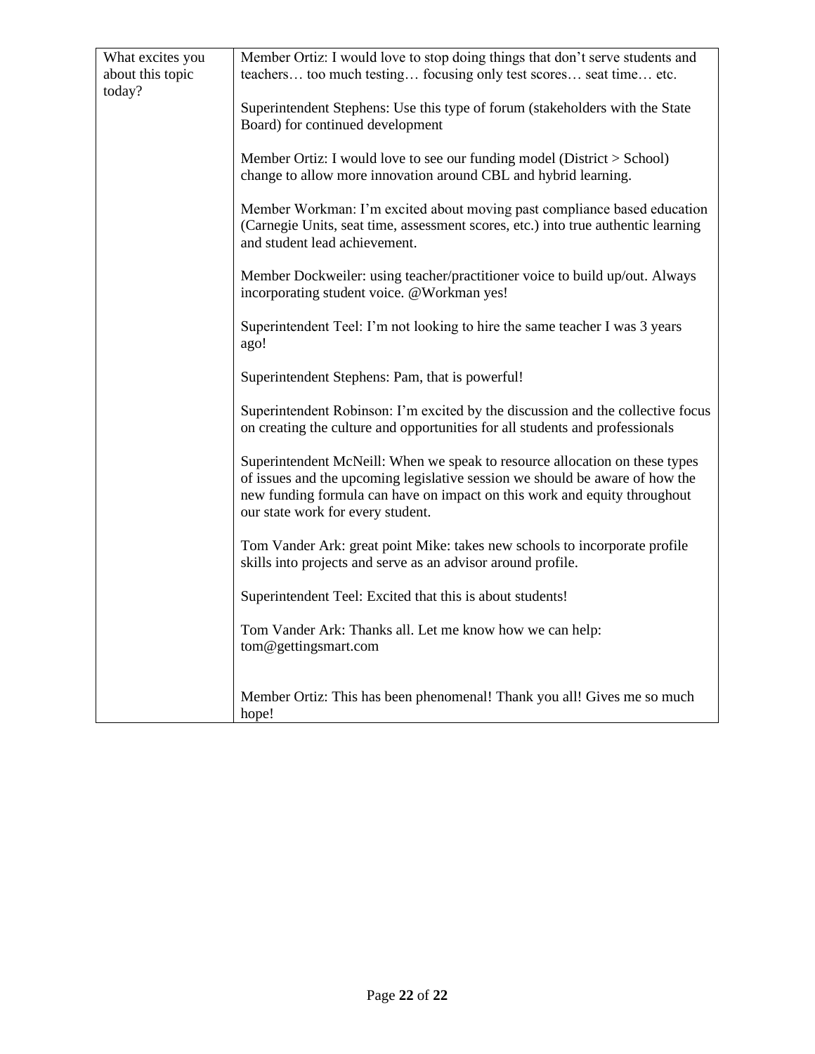| | |
|---|---|
| What excites you about this topic today? | Member Ortiz: I would love to stop doing things that don't serve students and teachers… too much testing… focusing only test scores… seat time… etc.<br><br>Superintendent Stephens: Use this type of forum (stakeholders with the State Board) for continued development<br><br>Member Ortiz: I would love to see our funding model (District > School) change to allow more innovation around CBL and hybrid learning.<br><br>Member Workman: I'm excited about moving past compliance based education (Carnegie Units, seat time, assessment scores, etc.) into true authentic learning and student lead achievement.<br><br>Member Dockweiler: using teacher/practitioner voice to build up/out. Always incorporating student voice. @Workman yes!<br><br>Superintendent Teel: I'm not looking to hire the same teacher I was 3 years ago!<br><br>Superintendent Stephens: Pam, that is powerful!<br><br>Superintendent Robinson: I'm excited by the discussion and the collective focus on creating the culture and opportunities for all students and professionals<br><br>Superintendent McNeill: When we speak to resource allocation on these types of issues and the upcoming legislative session we should be aware of how the new funding formula can have on impact on this work and equity throughout our state work for every student.<br><br>Tom Vander Ark: great point Mike: takes new schools to incorporate profile skills into projects and serve as an advisor around profile.<br><br>Superintendent Teel: Excited that this is about students!<br><br>Tom Vander Ark: Thanks all. Let me know how we can help: tom@gettingsmart.com<br><br>Member Ortiz: This has been phenomenal! Thank you all! Gives me so much hope! |